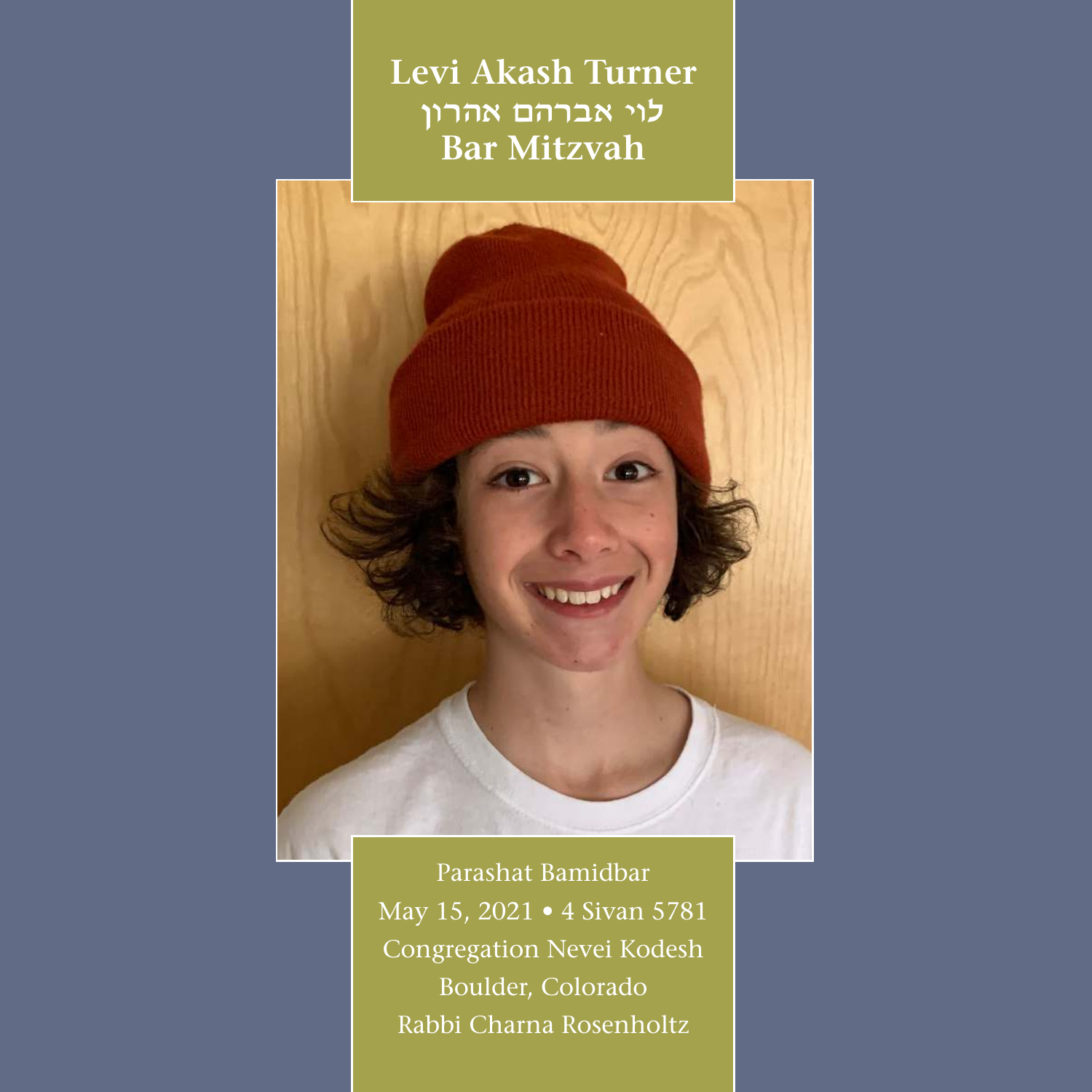# Levi Akash Turner
# לוי אברהם אהרון
# Bar Mitzvah

Parashat Bamidbar

May 15, 2021 • 4 Sivan 5781

Congregation Nevei Kodesh

Boulder, Colorado

Rabbi Charna Rosenholtz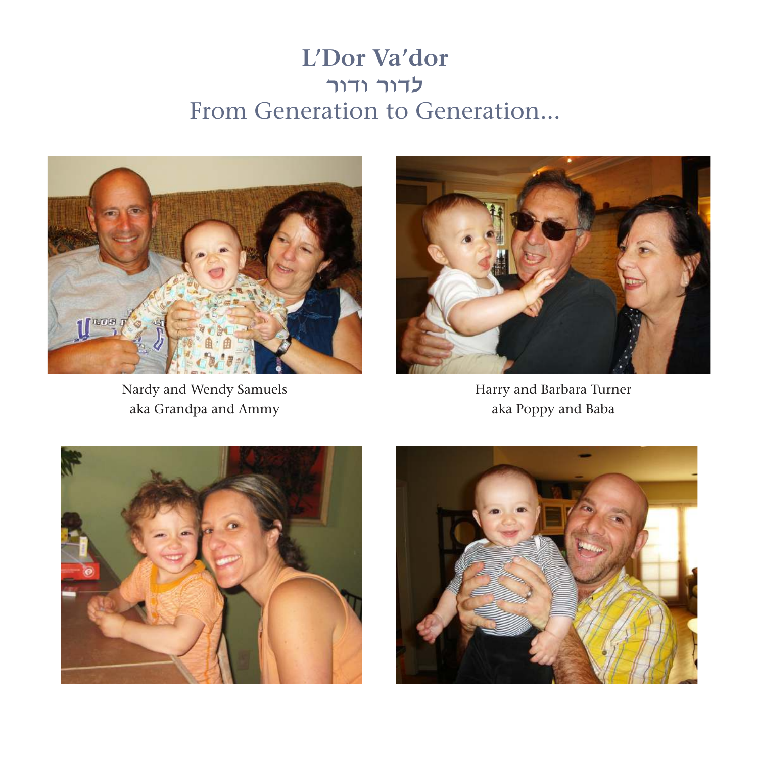# L'Dor Va'dor

## לדור ודור

## From Generation to Generation...

Nardy and Wendy Samuels
aka Grandpa and Ammy

Harry and Barbara Turner
aka Poppy and Baba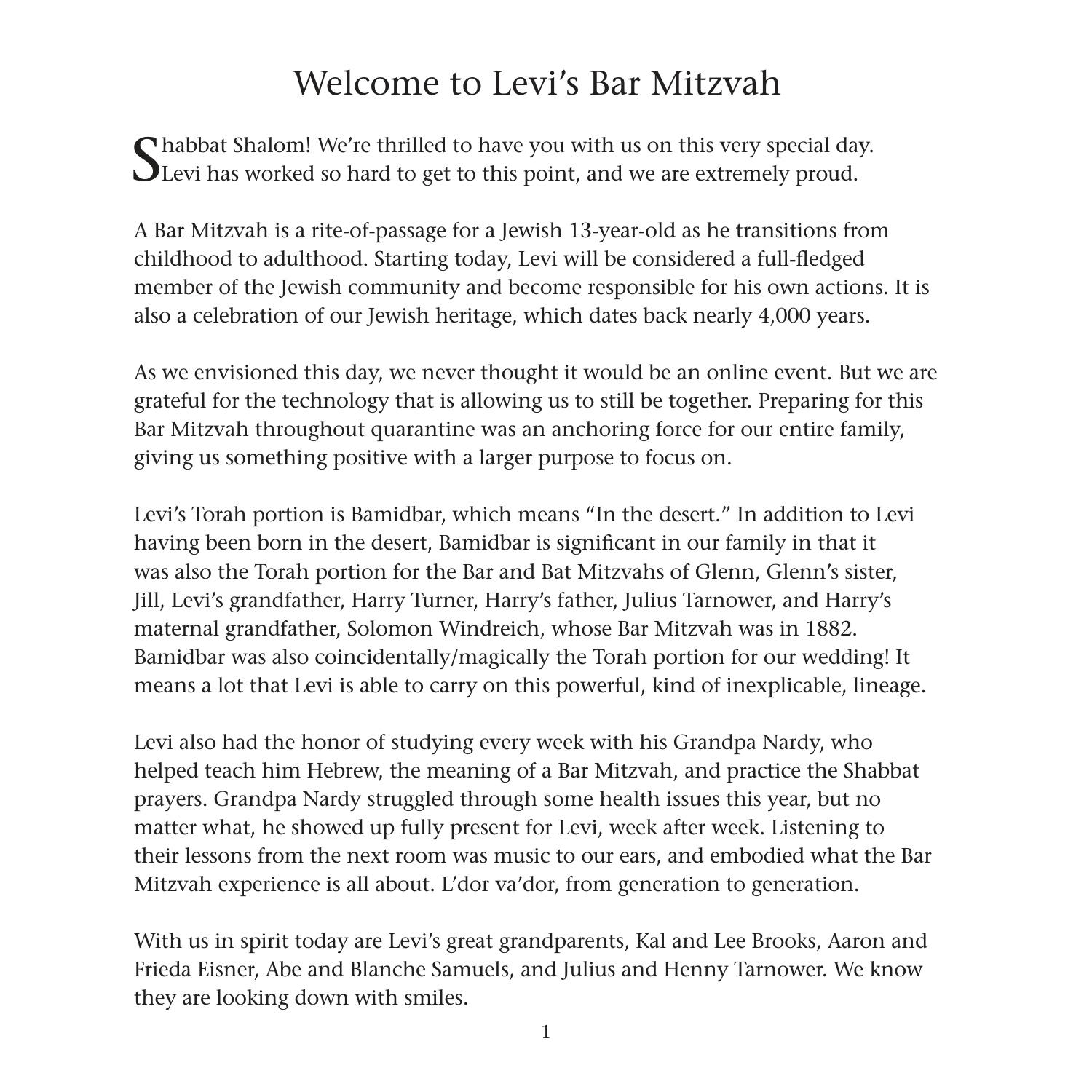# Welcome to Levi's Bar Mitzvah

Shabbat Shalom! We're thrilled to have you with us on this very special day. Levi has worked so hard to get to this point, and we are extremely proud.

A Bar Mitzvah is a rite-of-passage for a Jewish 13-year-old as he transitions from childhood to adulthood. Starting today, Levi will be considered a full-fledged member of the Jewish community and become responsible for his own actions. It is also a celebration of our Jewish heritage, which dates back nearly 4,000 years.

As we envisioned this day, we never thought it would be an online event. But we are grateful for the technology that is allowing us to still be together. Preparing for this Bar Mitzvah throughout quarantine was an anchoring force for our entire family, giving us something positive with a larger purpose to focus on.

Levi's Torah portion is Bamidbar, which means "In the desert." In addition to Levi having been born in the desert, Bamidbar is significant in our family in that it was also the Torah portion for the Bar and Bat Mitzvahs of Glenn, Glenn's sister, Jill, Levi's grandfather, Harry Turner, Harry's father, Julius Tarnower, and Harry's maternal grandfather, Solomon Windreich, whose Bar Mitzvah was in 1882. Bamidbar was also coincidentally/magically the Torah portion for our wedding! It means a lot that Levi is able to carry on this powerful, kind of inexplicable, lineage.

Levi also had the honor of studying every week with his Grandpa Nardy, who helped teach him Hebrew, the meaning of a Bar Mitzvah, and practice the Shabbat prayers. Grandpa Nardy struggled through some health issues this year, but no matter what, he showed up fully present for Levi, week after week. Listening to their lessons from the next room was music to our ears, and embodied what the Bar Mitzvah experience is all about. L'dor va'dor, from generation to generation.

With us in spirit today are Levi's great grandparents, Kal and Lee Brooks, Aaron and Frieda Eisner, Abe and Blanche Samuels, and Julius and Henny Tarnower. We know they are looking down with smiles.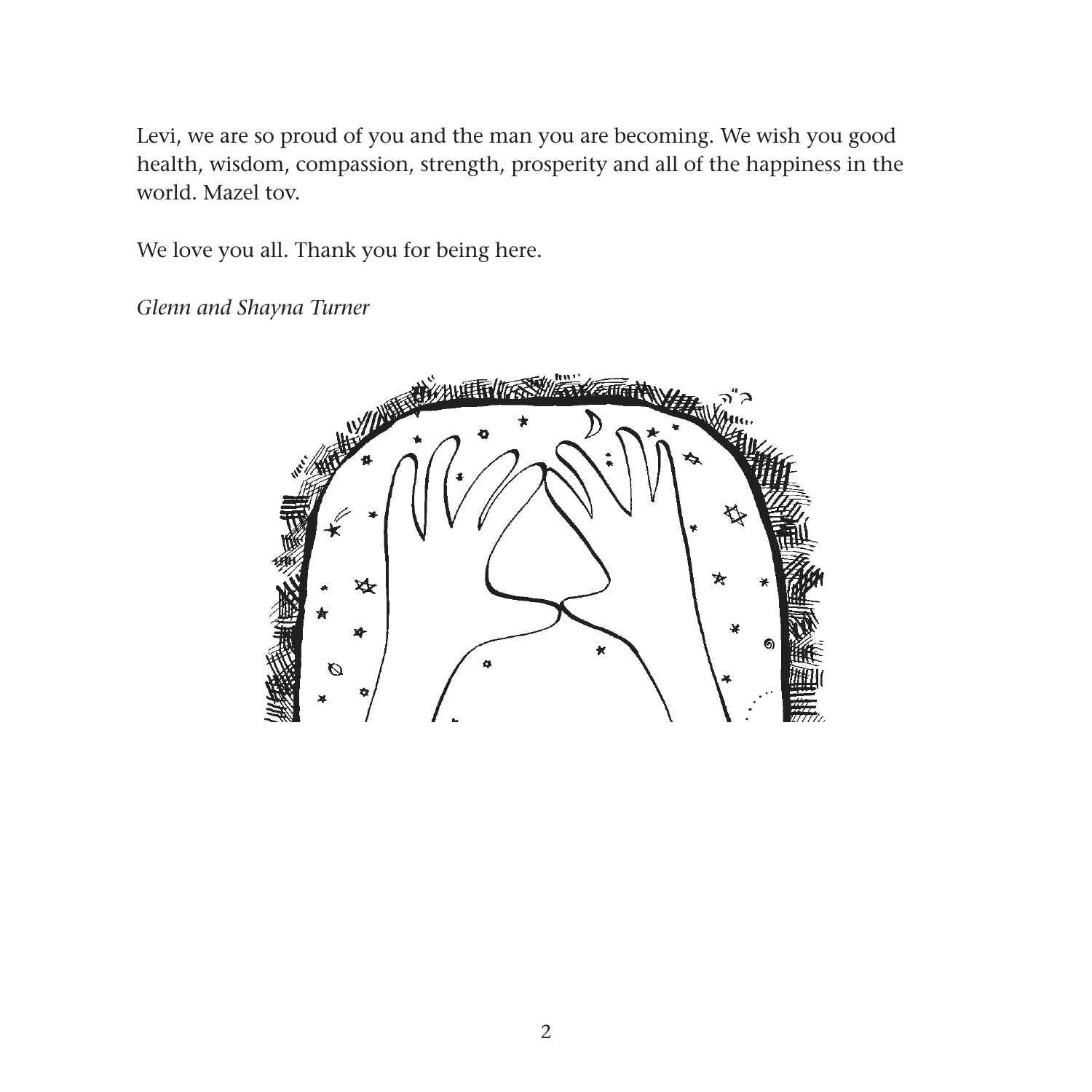Levi, we are so proud of you and the man you are becoming. We wish you good health, wisdom, compassion, strength, prosperity and all of the happiness in the world. Mazel tov.

We love you all. Thank you for being here.

*Glenn and Shayna Turner*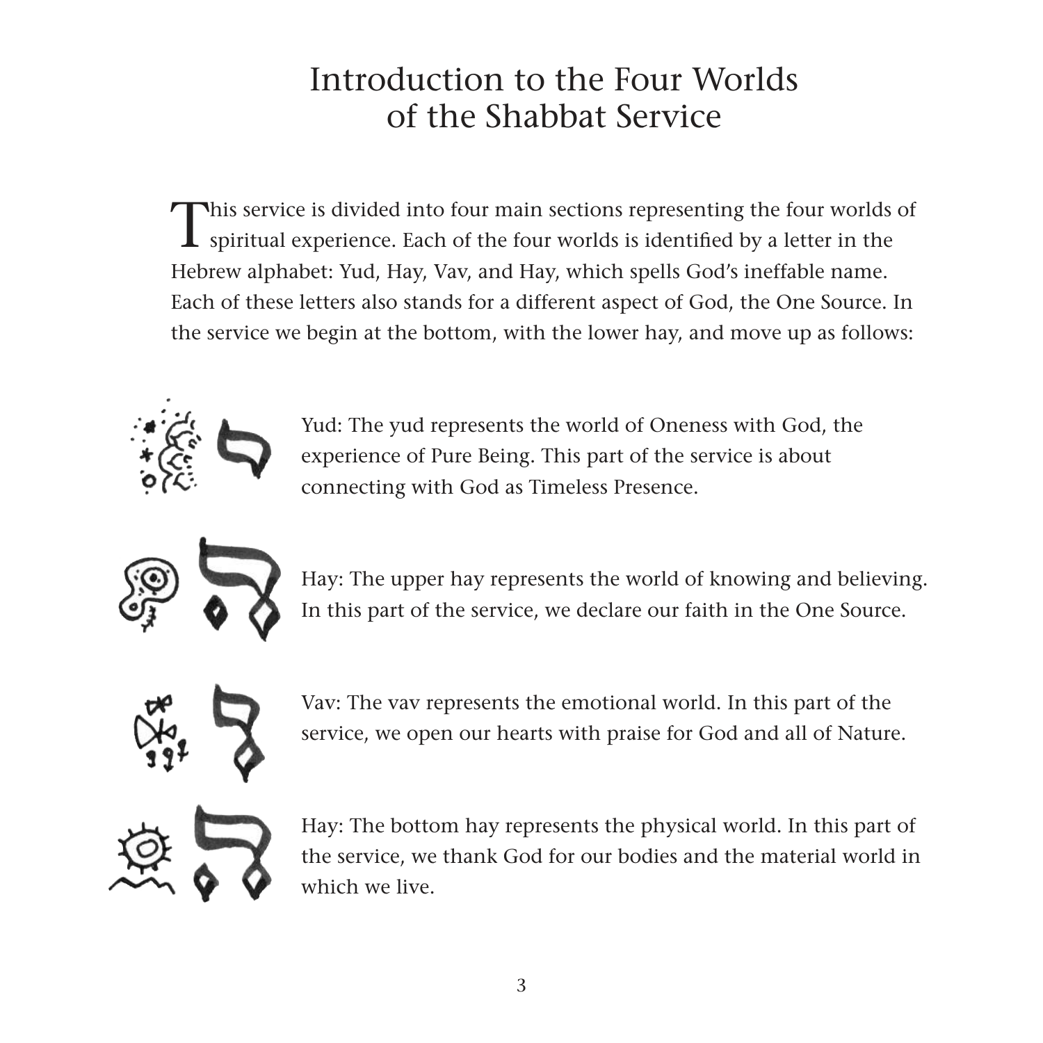# Introduction to the Four Worlds of the Shabbat Service

This service is divided into four main sections representing the four worlds of spiritual experience. Each of the four worlds is identified by a letter in the Hebrew alphabet: Yud, Hay, Vav, and Hay, which spells God's ineffable name. Each of these letters also stands for a different aspect of God, the One Source. In the service we begin at the bottom, with the lower hay, and move up as follows:

Yud: The yud represents the world of Oneness with God, the experience of Pure Being. This part of the service is about connecting with God as Timeless Presence.

Hay: The upper hay represents the world of knowing and believing. In this part of the service, we declare our faith in the One Source.

Vav: The vav represents the emotional world. In this part of the service, we open our hearts with praise for God and all of Nature.

Hay: The bottom hay represents the physical world. In this part of the service, we thank God for our bodies and the material world in which we live.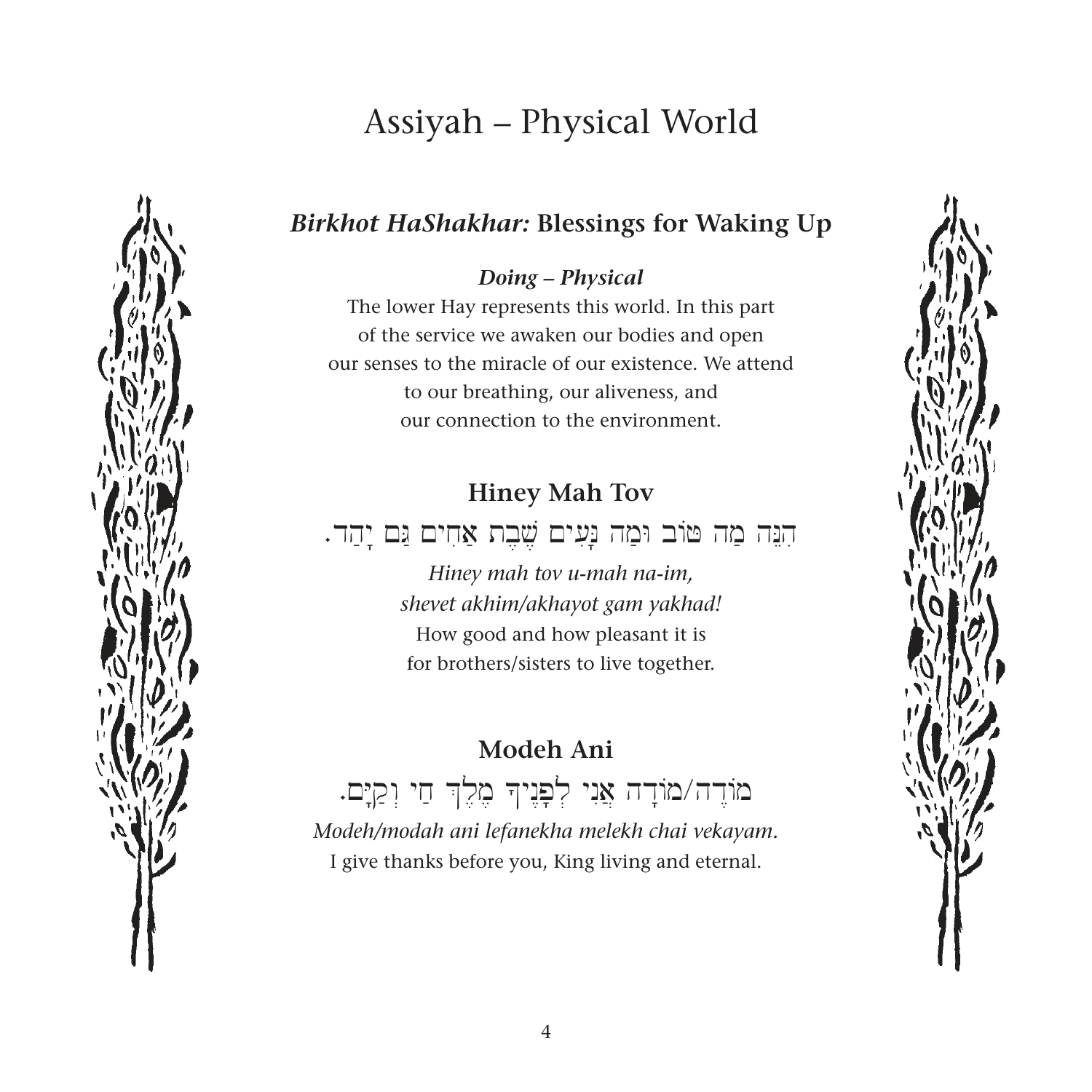# Assiyah – Physical World

## *Birkhot HaShakhar:* Blessings for Waking Up

***Doing – Physical***

The lower Hay represents this world. In this part of the service we awaken our bodies and open our senses to the miracle of our existence. We attend to our breathing, our aliveness, and our connection to the environment.

### Hiney Mah Tov

הִנֵּה מַה טּוֹב וּמַה נָּעִים שֶׁבֶת אַחִים גַּם יָחַד.

*Hiney mah tov u-mah na-im,*
*shevet akhim/akhayot gam yakhad!*
How good and how pleasant it is
for brothers/sisters to live together.

### Modeh Ani

מוֹדֶה/מוֹדָה אֲנִי לְפָנֶיךָ מֶלֶךְ חַי וְקַיָּם.

*Modeh/modah ani lefanekha melekh chai vekayam.*
I give thanks before you, King living and eternal.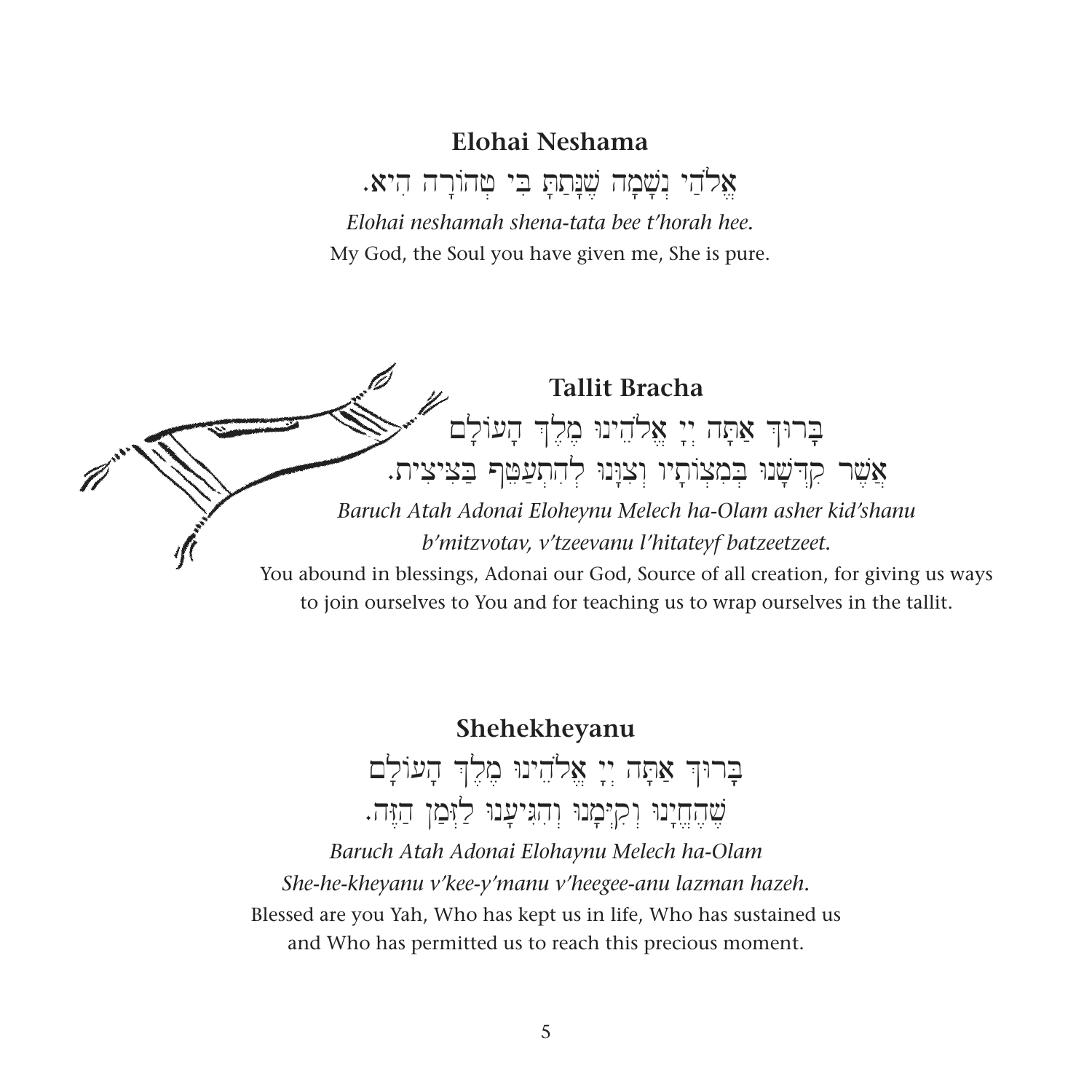## Elohai Neshama

אֱלֹהַי נְשָׁמָה שֶׁנָּתַתָּ בִּי טְהוֹרָה הִיא.

*Elohai neshamah shena-tata bee t'horah hee.*

My God, the Soul you have given me, She is pure.

## Tallit Bracha

בָּרוּךְ אַתָּה יְיָ אֱלֹהֵינוּ מֶלֶךְ הָעוֹלָם
אֲשֶׁר קִדְּשָׁנוּ בְּמִצְוֹתָיו וְצִוָּנוּ לְהִתְעַטֵּף בַּצִּיצִית.

*Baruch Atah Adonai Eloheynu Melech ha-Olam asher kid'shanu b'mitzvotav, v'tzeevanu l'hitateyf batzeetzeet.*

You abound in blessings, Adonai our God, Source of all creation, for giving us ways to join ourselves to You and for teaching us to wrap ourselves in the tallit.

## Shehekheyanu

בָּרוּךְ אַתָּה יְיָ אֱלֹהֵינוּ מֶלֶךְ הָעוֹלָם
שֶׁהֶחֱיָנוּ וְקִיְּמָנוּ וְהִגִּיעָנוּ לַזְּמַן הַזֶּה.

*Baruch Atah Adonai Elohaynu Melech ha-Olam*
*She-he-kheyanu v'kee-y'manu v'heegee-anu lazman hazeh.*

Blessed are you Yah, Who has kept us in life, Who has sustained us and Who has permitted us to reach this precious moment.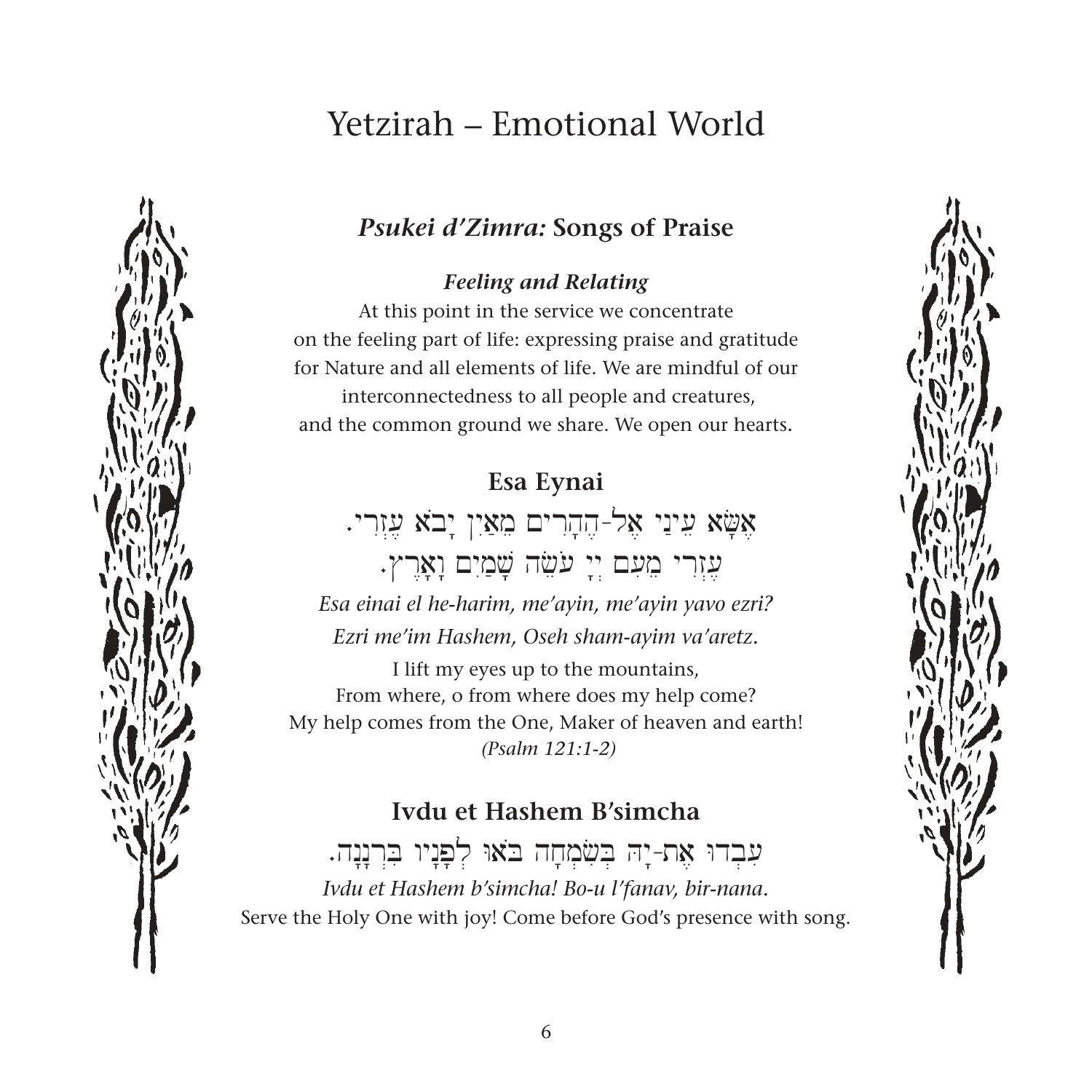# Yetzirah – Emotional World

## *Psukei d'Zimra:* Songs of Praise

### *Feeling and Relating*

At this point in the service we concentrate on the feeling part of life: expressing praise and gratitude for Nature and all elements of life. We are mindful of our interconnectedness to all people and creatures, and the common ground we share. We open our hearts.

### Esa Eynai

אֶשָּׂא עֵינַי אֶל-הֶהָרִים מֵאַיִן יָבֹא עֶזְרִי.
עֶזְרִי מֵעִם יְיָ עֹשֵׂה שָׁמַיִם וָאָרֶץ.

*Esa einai el he-harim, me'ayin, me'ayin yavo ezri?*
*Ezri me'im Hashem, Oseh sham-ayim va'aretz.*

I lift my eyes up to the mountains,
From where, o from where does my help come?
My help comes from the One, Maker of heaven and earth!
*(Psalm 121:1-2)*

### Ivdu et Hashem B'simcha

עִבְדוּ אֶת-יָהּ בְּשִׂמְחָה בֹּאוּ לְפָנָיו בִּרְנָנָה.

*Ivdu et Hashem b'simcha! Bo-u l'fanav, bir-nana.*

Serve the Holy One with joy! Come before God's presence with song.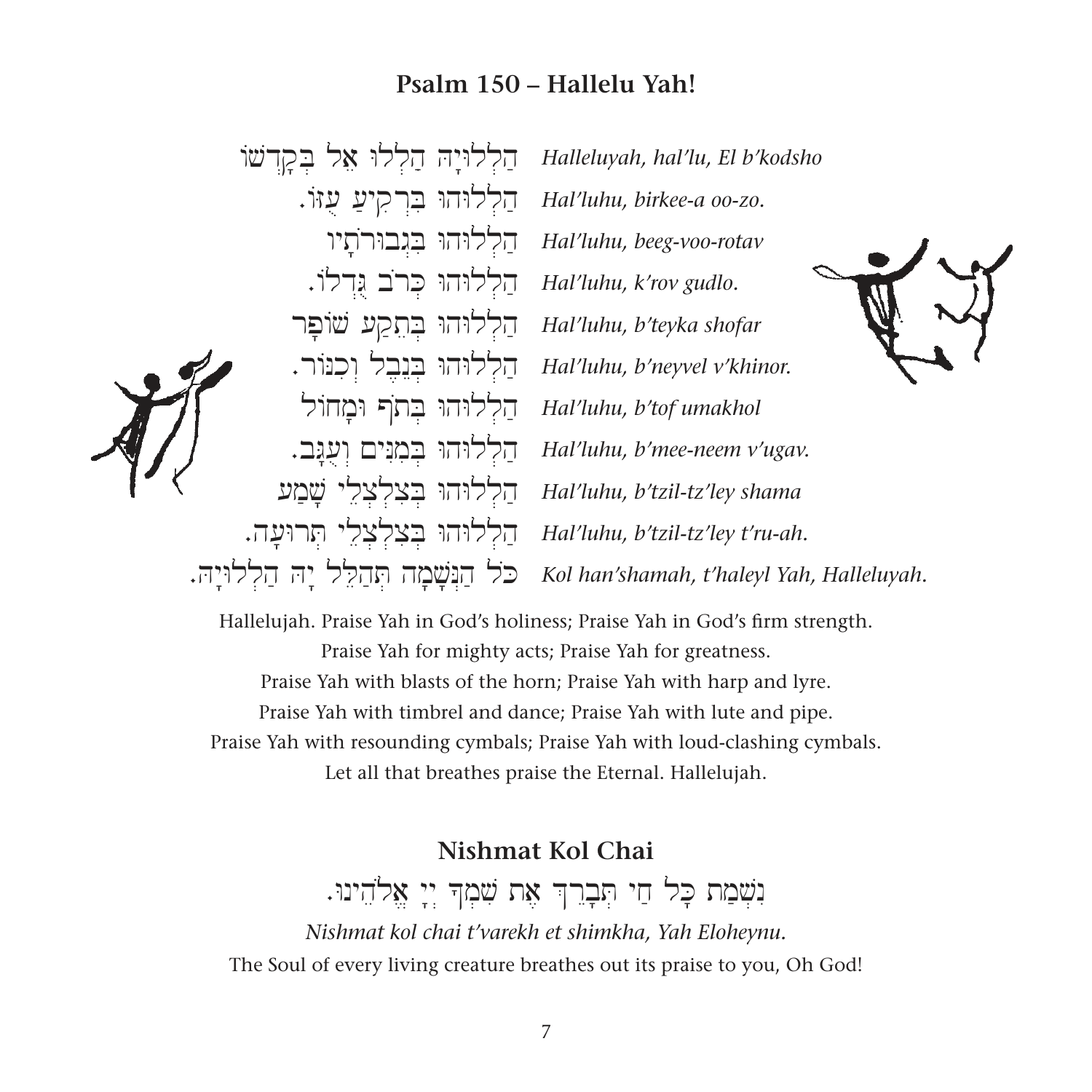## Psalm 150 – Hallelu Yah!

| | |
|---|---|
| הַלְלוּיָהּ הַלְלוּ אֵל בְּקָדְשׁוֹ | *Halleluyah, hal'lu, El b'kodsho* |
| הַלְלוּהוּ בִּרְקִיעַ עֻזּוֹ. | *Hal'luhu, birkee-a oo-zo.* |
| הַלְלוּהוּ בִגְבוּרֹתָיו | *Hal'luhu, beeg-voo-rotav* |
| הַלְלוּהוּ כְּרֹב גֻּדְלוֹ. | *Hal'luhu, k'rov gudlo.* |
| הַלְלוּהוּ בְּתֵקַע שׁוֹפָר | *Hal'luhu, b'teyka shofar* |
| הַלְלוּהוּ בְּנֵבֶל וְכִנּוֹר. | *Hal'luhu, b'neyvel v'khinor.* |
| הַלְלוּהוּ בְּתֹף וּמָחוֹל | *Hal'luhu, b'tof umakhol* |
| הַלְלוּהוּ בְּמִנִּים וְעֻגָב. | *Hal'luhu, b'mee-neem v'ugav.* |
| הַלְלוּהוּ בְצִלְצְלֵי שָׁמַע | *Hal'luhu, b'tzil-tz'ley shama* |
| הַלְלוּהוּ בְּצִלְצְלֵי תְרוּעָה. | *Hal'luhu, b'tzil-tz'ley t'ru-ah.* |
| כֹּל הַנְּשָׁמָה תְּהַלֵּל יָהּ הַלְלוּיָהּ. | *Kol han'shamah, t'haleyl Yah, Halleluyah.* |

Hallelujah. Praise Yah in God's holiness; Praise Yah in God's firm strength.
Praise Yah for mighty acts; Praise Yah for greatness.
Praise Yah with blasts of the horn; Praise Yah with harp and lyre.
Praise Yah with timbrel and dance; Praise Yah with lute and pipe.
Praise Yah with resounding cymbals; Praise Yah with loud-clashing cymbals.
Let all that breathes praise the Eternal. Hallelujah.

## Nishmat Kol Chai

נִשְׁמַת כָּל חַי תְּבָרֵךְ אֶת שִׁמְךָ יְיָ אֱלֹהֵינוּ.

*Nishmat kol chai t'varekh et shimkha, Yah Eloheynu.*

The Soul of every living creature breathes out its praise to you, Oh God!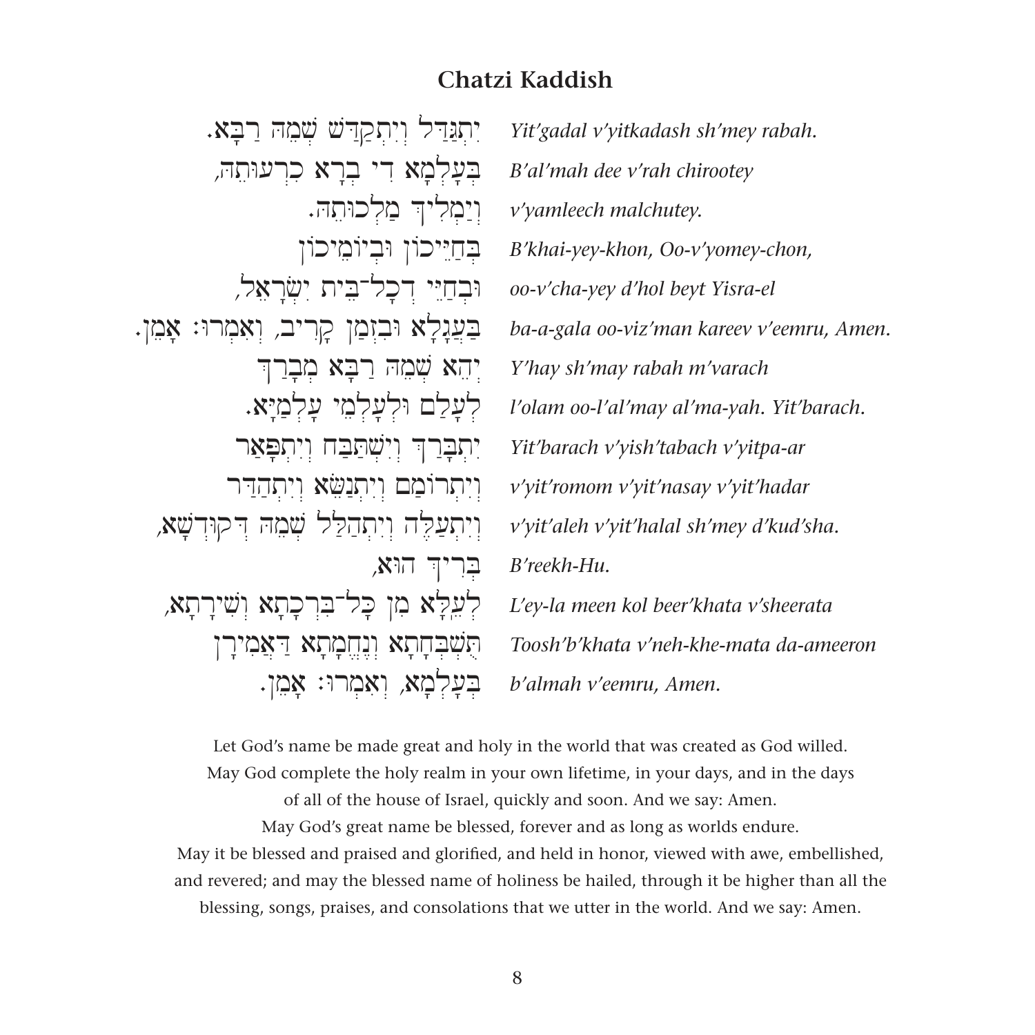## Chatzi Kaddish

| | |
|---|---|
| יִתְגַּדַּל וְיִתְקַדַּשׁ שְׁמֵהּ רַבָּא. | *Yit'gadal v'yitkadash sh'mey rabah.* |
| בְּעָלְמָא דִּי בְרָא כִרְעוּתֵהּ, | *B'al'mah dee v'rah chirootey* |
| וְיַמְלִיךְ מַלְכוּתֵהּ. | *v'yamleech malchutey.* |
| בְּחַיֵּיכוֹן וּבְיוֹמֵיכוֹן | *B'khai-yey-khon, Oo-v'yomey-chon,* |
| וּבְחַיֵּי דְכָל־בֵּית יִשְׂרָאֵל, | *oo-v'cha-yey d'hol beyt Yisra-el* |
| בַּעֲגָלָא וּבִזְמַן קָרִיב, וְאִמְרוּ: אָמֵן. | *ba-a-gala oo-viz'man kareev v'eemru, Amen.* |
| יְהֵא שְׁמֵהּ רַבָּא מְבָרַךְ | *Y'hay sh'may rabah m'varach* |
| לְעָלַם וּלְעָלְמֵי עָלְמַיָּא. | *l'olam oo-l'al'may al'ma-yah. Yit'barach.* |
| יִתְבָּרַךְ וְיִשְׁתַּבַּח וְיִתְפָּאַר | *Yit'barach v'yish'tabach v'yitpa-ar* |
| וְיִתְרוֹמַם וְיִתְנַשֵּׂא וְיִתְהַדַּר | *v'yit'romom v'yit'nasay v'yit'hadar* |
| וְיִתְעַלֶּה וְיִתְהַלַּל שְׁמֵהּ דְּקוּדְשָׁא, | *v'yit'aleh v'yit'halal sh'mey d'kud'sha.* |
| בְּרִיךְ הוּא, | *B'reekh-Hu.* |
| לְעֵלָּא מִן כָּל־בִּרְכָתָא וְשִׁירָתָא, | *L'ey-la meen kol beer'khata v'sheerata* |
| תֻּשְׁבְּחָתָא וְנֶחֱמָתָא דַּאֲמִירָן | *Toosh'b'khata v'neh-khe-mata da-ameeron* |
| בְּעָלְמָא, וְאִמְרוּ: אָמֵן. | *b'almah v'eemru, Amen.* |

Let God's name be made great and holy in the world that was created as God willed. May God complete the holy realm in your own lifetime, in your days, and in the days of all of the house of Israel, quickly and soon. And we say: Amen.

May God's great name be blessed, forever and as long as worlds endure.

May it be blessed and praised and glorified, and held in honor, viewed with awe, embellished, and revered; and may the blessed name of holiness be hailed, through it be higher than all the blessing, songs, praises, and consolations that we utter in the world. And we say: Amen.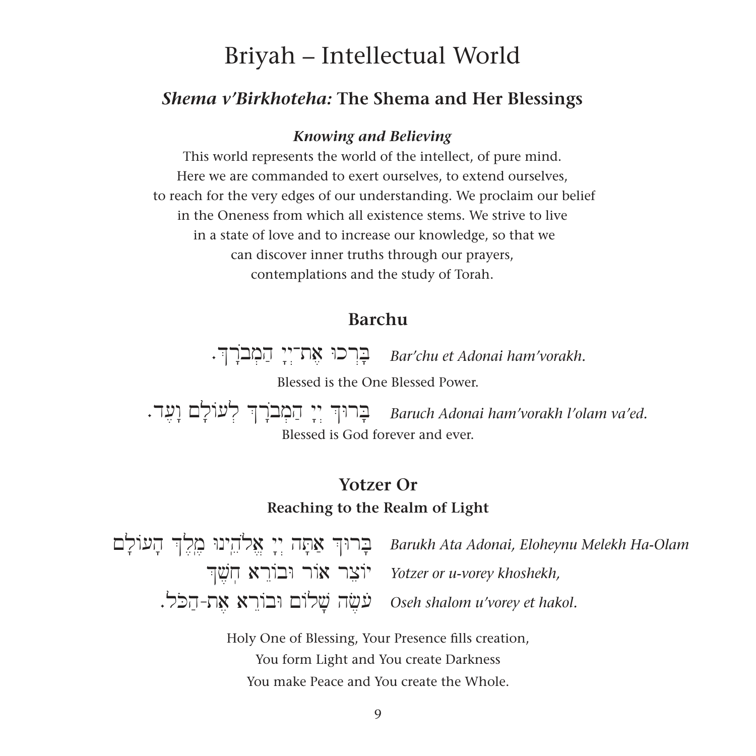# Briyah – Intellectual World

## *Shema v'Birkhoteha:* The Shema and Her Blessings

***Knowing and Believing***

This world represents the world of the intellect, of pure mind.
Here we are commanded to exert ourselves, to extend ourselves,
to reach for the very edges of our understanding. We proclaim our belief
in the Oneness from which all existence stems. We strive to live
in a state of love and to increase our knowledge, so that we
can discover inner truths through our prayers,
contemplations and the study of Torah.

### Barchu

*Bar'chu et Adonai ham'vorakh.* — בָּרְכוּ אֶת־יְיָ הַמְבֹרָךְ.

Blessed is the One Blessed Power.

*Baruch Adonai ham'vorakh l'olam va'ed.* — בָּרוּךְ יְיָ הַמְבֹרָךְ לְעוֹלָם וָעֶד.

Blessed is God forever and ever.

### Yotzer Or

**Reaching to the Realm of Light**

*Barukh Ata Adonai, Eloheynu Melekh Ha-Olam* — בָּרוּךְ אַתָּה יְיָ אֱלֹהֵינוּ מֶלֶךְ הָעוֹלָם

*Yotzer or u-vorey khoshekh,* — יוֹצֵר אוֹר וּבוֹרֵא חֹשֶׁךְ

*Oseh shalom u'vorey et hakol.* — עֹשֶׂה שָׁלוֹם וּבוֹרֵא אֶת-הַכֹּל.

Holy One of Blessing, Your Presence fills creation,
You form Light and You create Darkness
You make Peace and You create the Whole.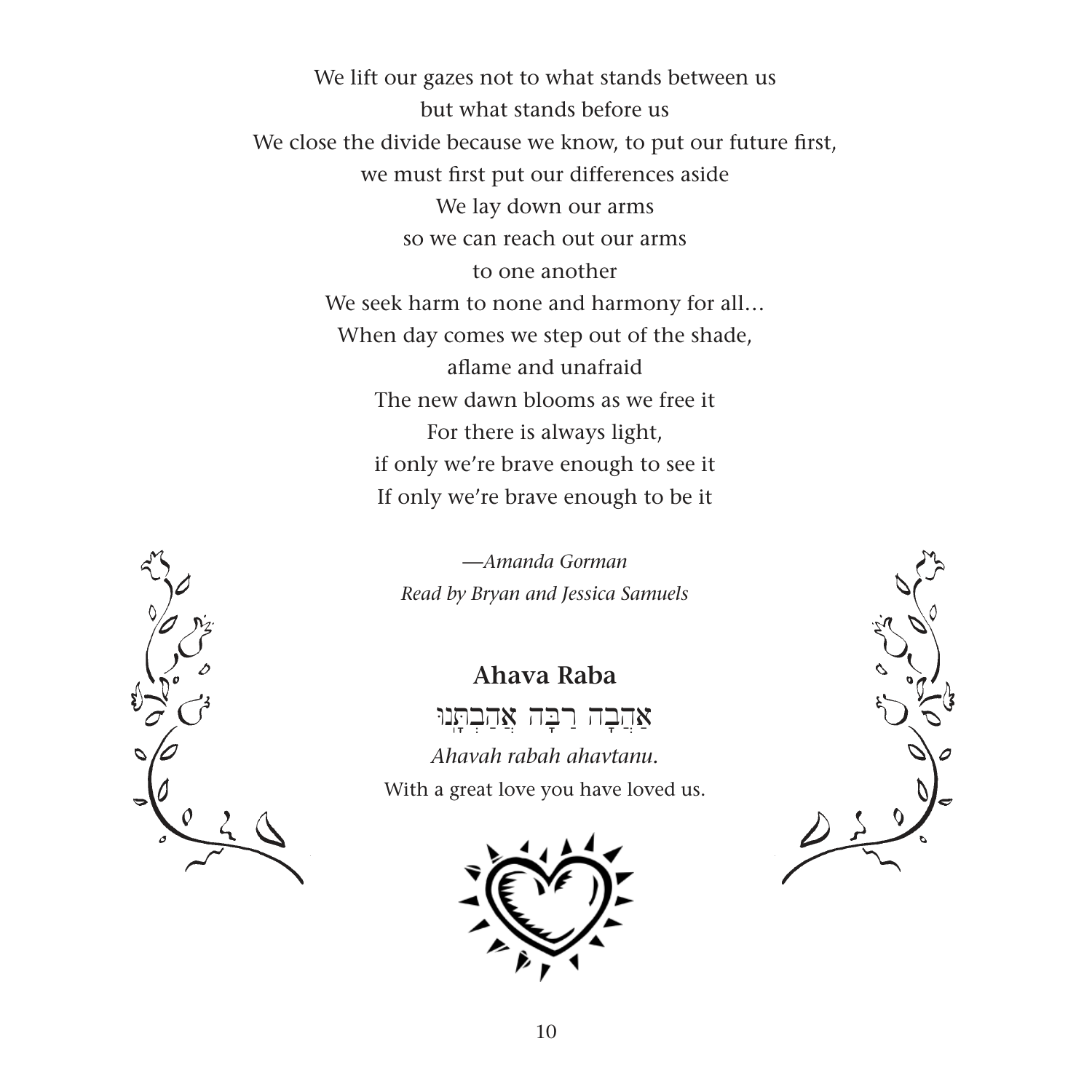We lift our gazes not to what stands between us
but what stands before us
We close the divide because we know, to put our future first,
we must first put our differences aside
We lay down our arms
so we can reach out our arms
to one another
We seek harm to none and harmony for all…
When day comes we step out of the shade,
aflame and unafraid
The new dawn blooms as we free it
For there is always light,
if only we're brave enough to see it
If only we're brave enough to be it

*—Amanda Gorman*
*Read by Bryan and Jessica Samuels*

## Ahava Raba

אַהֲבָה רַבָּה אֲהַבְתָּנוּ

*Ahavah rabah ahavtanu.*

With a great love you have loved us.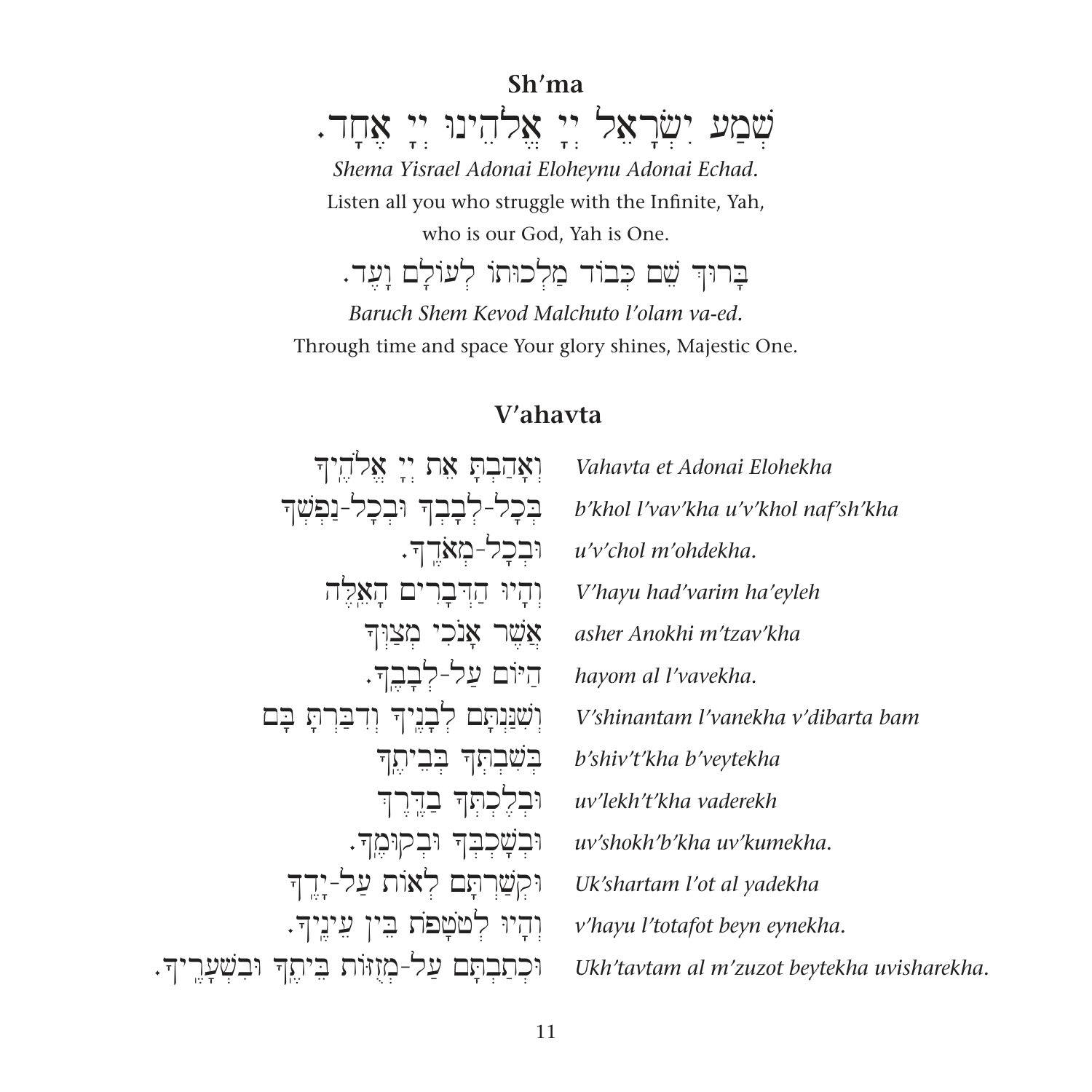## Sh'ma

שְׁמַע יִשְׂרָאֵל יְיָ אֱלֹהֵינוּ יְיָ אֶחָד.

*Shema Yisrael Adonai Eloheynu Adonai Echad.*

Listen all you who struggle with the Infinite, Yah,
who is our God, Yah is One.

בָּרוּךְ שֵׁם כְּבוֹד מַלְכוּתוֹ לְעוֹלָם וָעֶד.

*Baruch Shem Kevod Malchuto l'olam va-ed.*

Through time and space Your glory shines, Majestic One.

## V'ahavta

| | |
|---|---|
| וְאָהַבְתָּ אֵת יְיָ אֱלֹהֶיךָ | *Vahavta et Adonai Elohekha* |
| בְּכָל-לְבָבְךָ וּבְכָל-נַפְשְׁךָ | *b'khol l'vav'kha u'v'khol naf'sh'kha* |
| וּבְכָל-מְאֹדֶךָ. | *u'v'chol m'ohdekha.* |
| וְהָיוּ הַדְּבָרִים הָאֵלֶּה | *V'hayu had'varim ha'eyleh* |
| אֲשֶׁר אָנֹכִי מְצַוְּךָ | *asher Anokhi m'tzav'kha* |
| הַיּוֹם עַל-לְבָבֶךָ. | *hayom al l'vavekha.* |
| וְשִׁנַּנְתָּם לְבָנֶיךָ וְדִבַּרְתָּ בָּם | *V'shinantam l'vanekha v'dibarta bam* |
| בְּשִׁבְתְּךָ בְּבֵיתֶךָ | *b'shiv't'kha b'veytekha* |
| וּבְלֶכְתְּךָ בַדֶּרֶךְ | *uv'lekh't'kha vaderekh* |
| וּבְשָׁכְבְּךָ וּבְקוּמֶךָ. | *uv'shokh'b'kha uv'kumekha.* |
| וּקְשַׁרְתָּם לְאוֹת עַל-יָדֶךָ | *Uk'shartam l'ot al yadekha* |
| וְהָיוּ לְטֹטָפֹת בֵּין עֵינֶיךָ. | *v'hayu l'totafot beyn eynekha.* |
| וּכְתַבְתָּם עַל-מְזֻזוֹת בֵּיתֶךָ וּבִשְׁעָרֶיךָ. | *Ukh'tavtam al m'zuzot beytekha uvisharekha.* |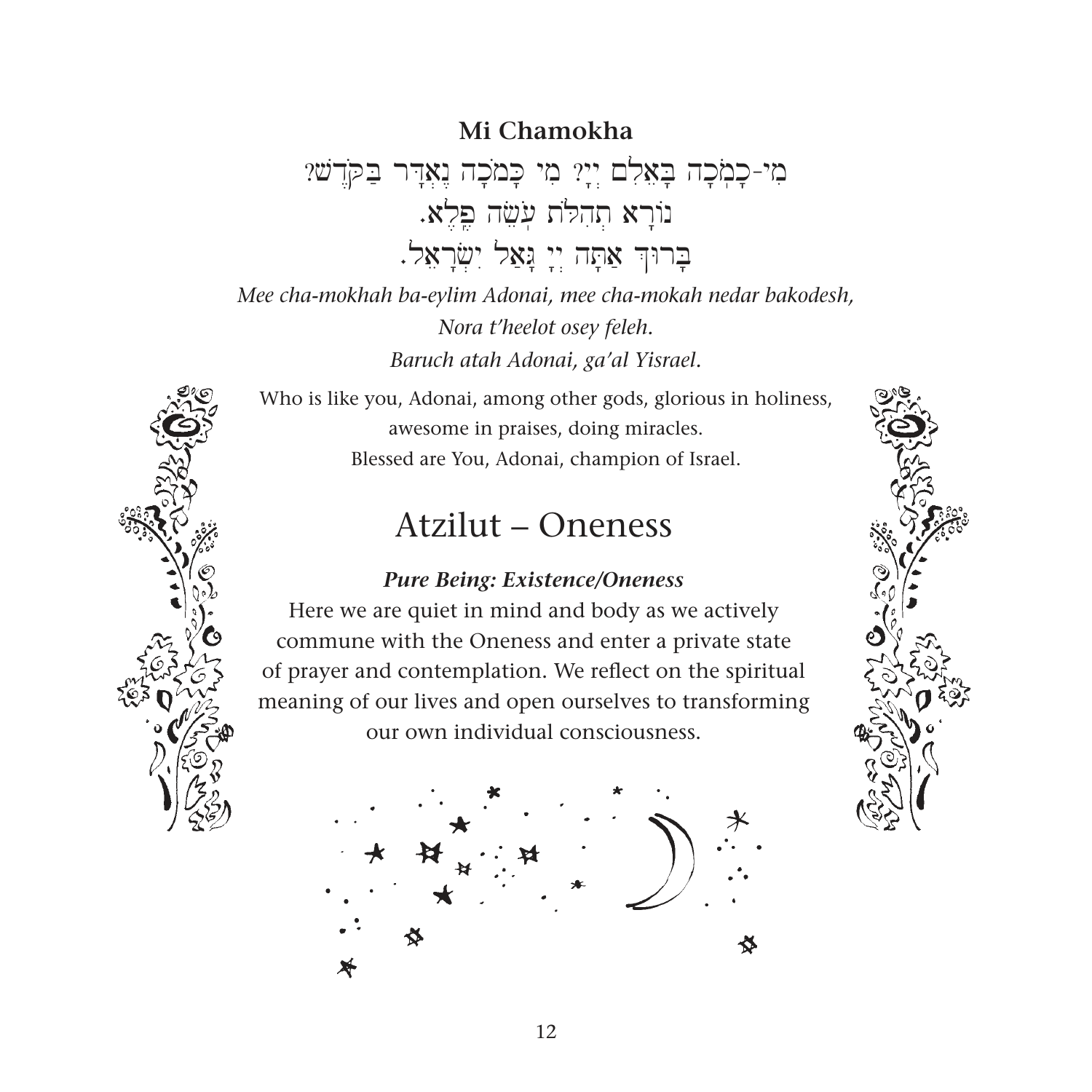**Mi Chamokha**

מִי-כָמֹכָה בָּאֵלִם יְיָ? מִי כָּמֹכָה נֶאְדָּר בַּקֹּדֶשׁ?
נוֹרָא תְהִלֹּת עֹשֵׂה פֶלֶא.
בָּרוּךְ אַתָּה יְיָ גָּאַל יִשְׂרָאֵל.

*Mee cha-mokhah ba-eylim Adonai, mee cha-mokah nedar bakodesh,*
*Nora t'heelot osey feleh.*
*Baruch atah Adonai, ga'al Yisrael.*

Who is like you, Adonai, among other gods, glorious in holiness,
awesome in praises, doing miracles.
Blessed are You, Adonai, champion of Israel.

# Atzilut – Oneness

***Pure Being: Existence/Oneness***

Here we are quiet in mind and body as we actively commune with the Oneness and enter a private state of prayer and contemplation. We reflect on the spiritual meaning of our lives and open ourselves to transforming our own individual consciousness.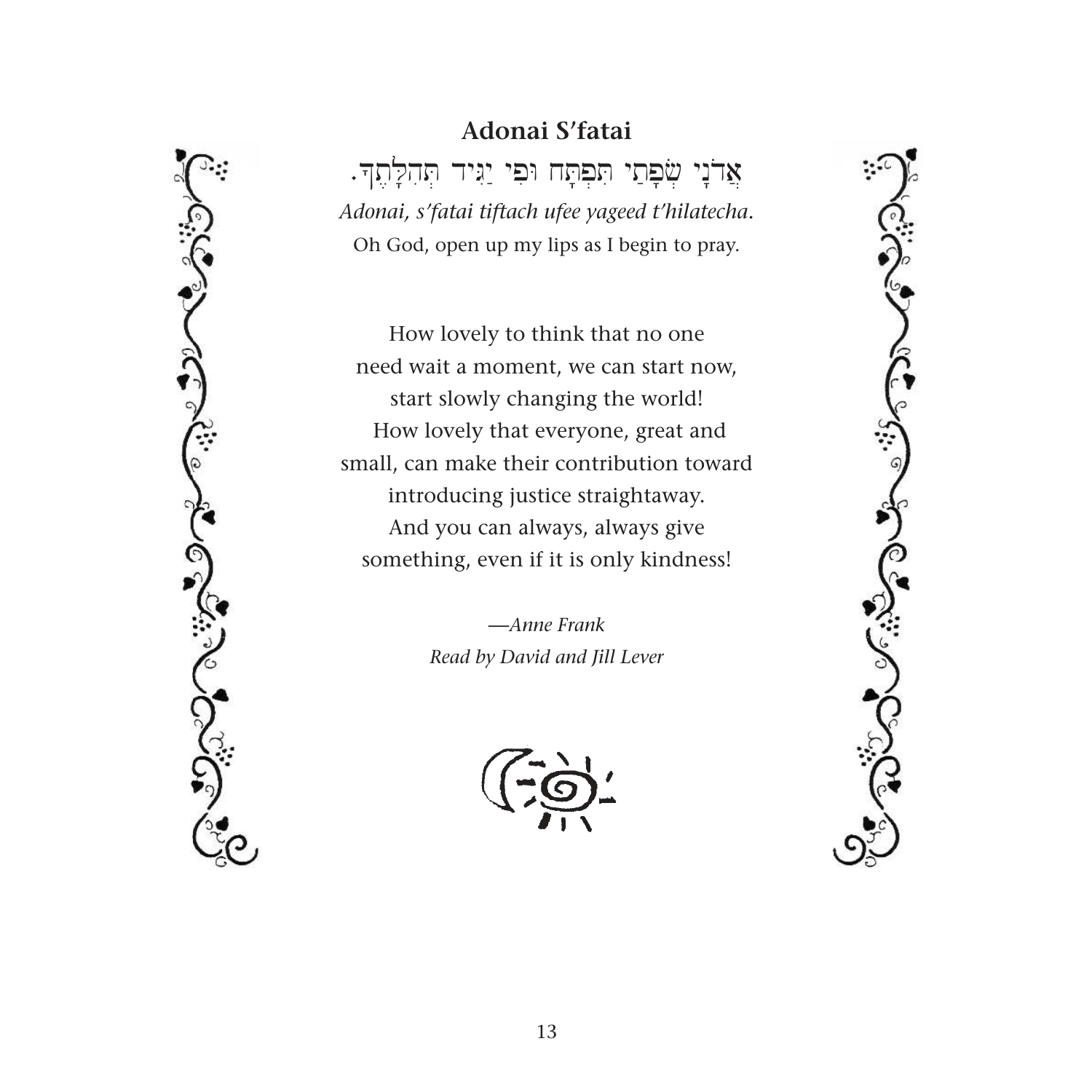## Adonai S'fatai

אֲדֹנָי שְׂפָתַי תִּפְתָּח וּפִי יַגִּיד תְּהִלָּתֶךָ.

*Adonai, s'fatai tiftach ufee yageed t'hilatecha.*

Oh God, open up my lips as I begin to pray.

How lovely to think that no one
need wait a moment, we can start now,
start slowly changing the world!
How lovely that everyone, great and
small, can make their contribution toward
introducing justice straightaway.
And you can always, always give
something, even if it is only kindness!

*—Anne Frank*
*Read by David and Jill Lever*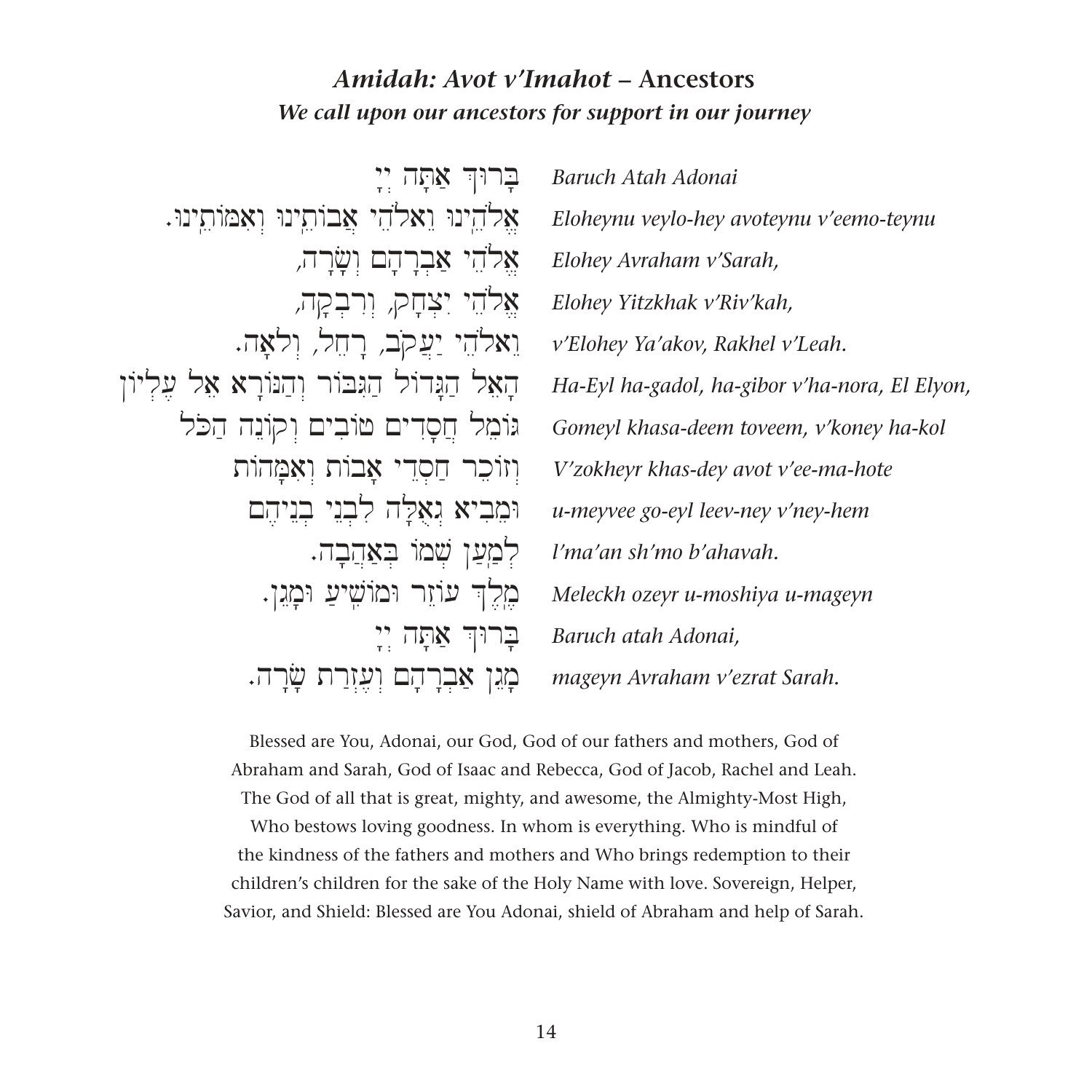## *Amidah: Avot v'Imahot* – Ancestors

***We call upon our ancestors for support in our journey***

| | |
|---|---|
| בָּרוּךְ אַתָּה יְיָ | *Baruch Atah Adonai* |
| אֱלֹהֵינוּ וֵאלֹהֵי אֲבוֹתֵינוּ וְאִמּוֹתֵינוּ. | *Eloheynu veylo-hey avoteynu v'eemo-teynu* |
| אֱלֹהֵי אַבְרָהָם וְשָׂרָה, | *Elohey Avraham v'Sarah,* |
| אֱלֹהֵי יִצְחָק, וְרִבְקָה, | *Elohey Yitzkhak v'Riv'kah,* |
| וֵאלֹהֵי יַעֲקֹב, רָחֵל, וְלֵאָה. | *v'Elohey Ya'akov, Rakhel v'Leah.* |
| הָאֵל הַגָּדוֹל הַגִּבּוֹר וְהַנּוֹרָא אֵל עֶלְיוֹן | *Ha-Eyl ha-gadol, ha-gibor v'ha-nora, El Elyon,* |
| גּוֹמֵל חֲסָדִים טוֹבִים וְקוֹנֵה הַכֹּל | *Gomeyl khasa-deem toveem, v'koney ha-kol* |
| וְזוֹכֵר חַסְדֵי אָבוֹת וְאִמָּהוֹת | *V'zokheyr khas-dey avot v'ee-ma-hote* |
| וּמֵבִיא גְאֻלָּה לִבְנֵי בְנֵיהֶם | *u-meyvee go-eyl leev-ney v'ney-hem* |
| לְמַעַן שְׁמוֹ בְּאַהֲבָה. | *l'ma'an sh'mo b'ahavah.* |
| מֶלֶךְ עוֹזֵר וּמוֹשִׁיעַ וּמָגֵן. | *Meleckh ozeyr u-moshiya u-mageyn* |
| בָּרוּךְ אַתָּה יְיָ | *Baruch atah Adonai,* |
| מָגֵן אַבְרָהָם וְעֶזְרַת שָׂרָה. | *mageyn Avraham v'ezrat Sarah.* |

Blessed are You, Adonai, our God, God of our fathers and mothers, God of Abraham and Sarah, God of Isaac and Rebecca, God of Jacob, Rachel and Leah. The God of all that is great, mighty, and awesome, the Almighty-Most High, Who bestows loving goodness. In whom is everything. Who is mindful of the kindness of the fathers and mothers and Who brings redemption to their children's children for the sake of the Holy Name with love. Sovereign, Helper, Savior, and Shield: Blessed are You Adonai, shield of Abraham and help of Sarah.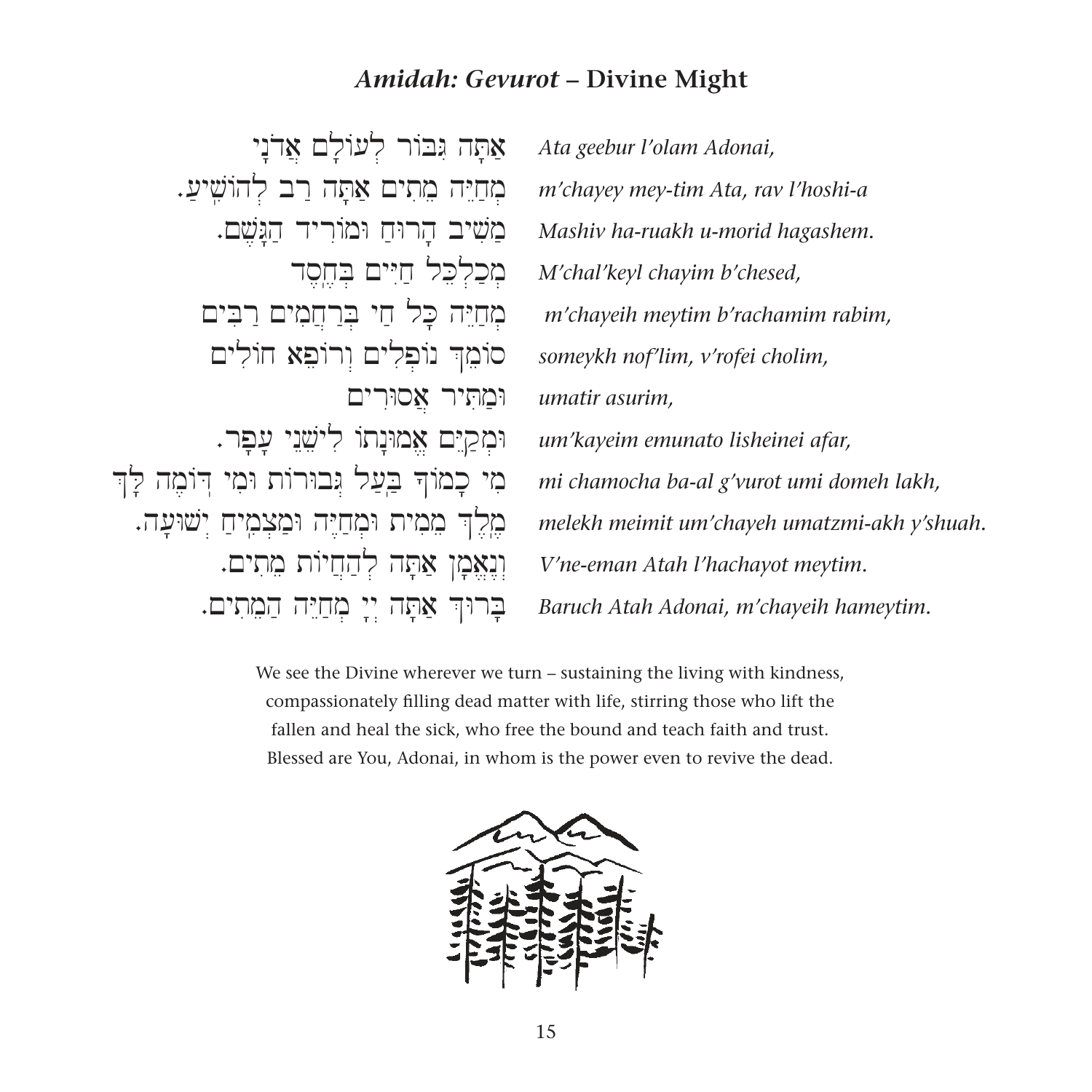## *Amidah: Gevurot* – Divine Might

| | |
|---|---|
| אַתָּה גִּבּוֹר לְעוֹלָם אֲדֹנָי | *Ata geebur l'olam Adonai,* |
| מְחַיֵּה מֵתִים אַתָּה רַב לְהוֹשִׁיעַ. | *m'chayey mey-tim Ata, rav l'hoshi-a* |
| מַשִּׁיב הָרוּחַ וּמוֹרִיד הַגָּשֶׁם. | *Mashiv ha-ruakh u-morid hagashem.* |
| מְכַלְכֵּל חַיִּים בְּחֶסֶד | *M'chal'keyl chayim b'chesed,* |
| מְחַיֵּה כָּל חַי בְּרַחֲמִים רַבִּים | *m'chayeih meytim b'rachamim rabim,* |
| סוֹמֵךְ נוֹפְלִים וְרוֹפֵא חוֹלִים | *someykh nof'lim, v'rofei cholim,* |
| וּמַתִּיר אֲסוּרִים | *umatir asurim,* |
| וּמְקַיֵּם אֱמוּנָתוֹ לִישֵׁנֵי עָפָר. | *um'kayeim emunato lisheinei afar,* |
| מִי כָמוֹךָ בַּעַל גְּבוּרוֹת וּמִי דּוֹמֶה לָּךְ | *mi chamocha ba-al g'vurot umi domeh lakh,* |
| מֶלֶךְ מֵמִית וּמְחַיֶּה וּמַצְמִיחַ יְשׁוּעָה. | *melekh meimit um'chayeh umatzmi-akh y'shuah.* |
| וְנֶאֱמָן אַתָּה לְהַחֲיוֹת מֵתִים. | *V'ne-eman Atah l'hachayot meytim.* |
| בָּרוּךְ אַתָּה יְיָ מְחַיֵּה הַמֵּתִים. | *Baruch Atah Adonai, m'chayeih hameytim.* |

We see the Divine wherever we turn – sustaining the living with kindness, compassionately filling dead matter with life, stirring those who lift the fallen and heal the sick, who free the bound and teach faith and trust. Blessed are You, Adonai, in whom is the power even to revive the dead.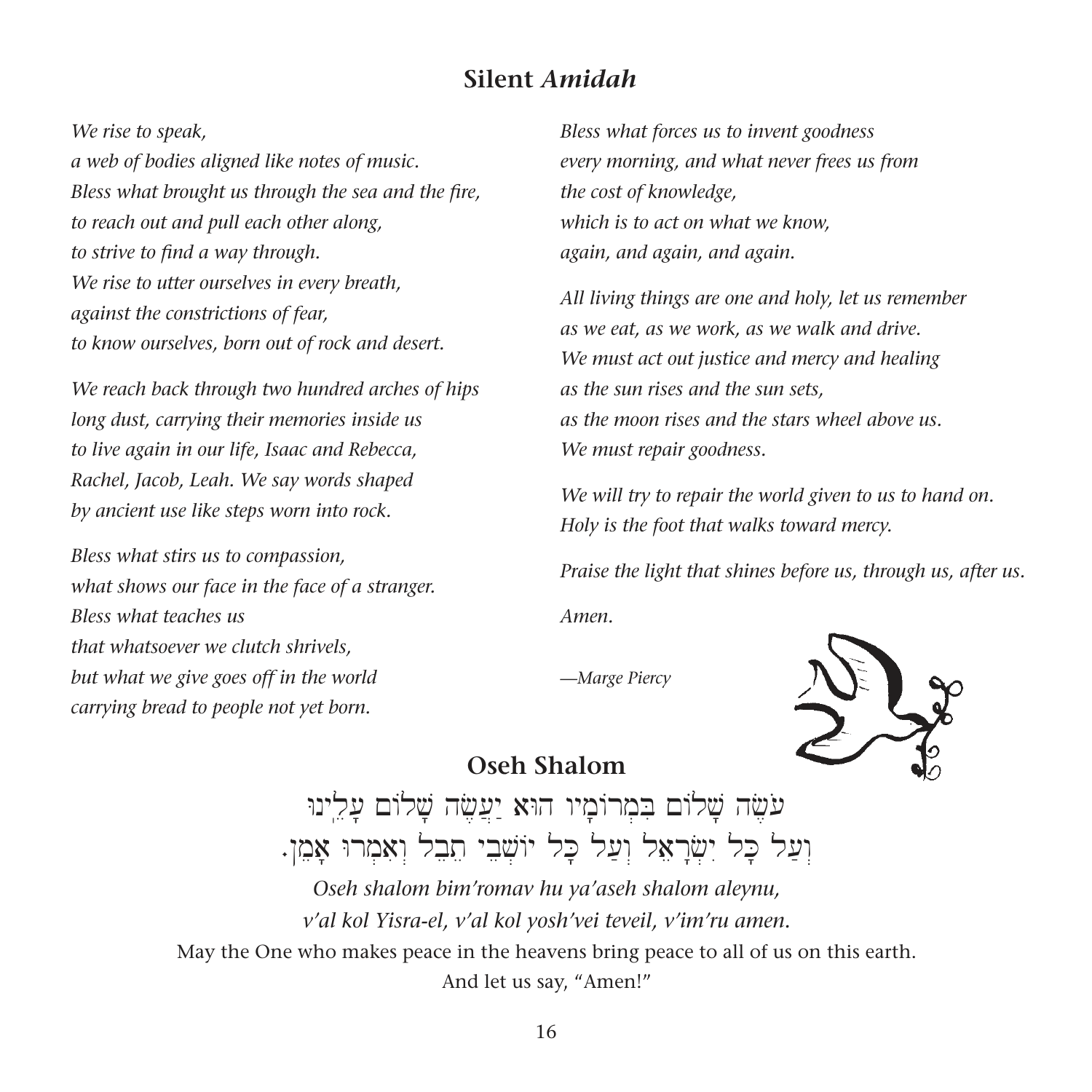## Silent *Amidah*

*We rise to speak,*
*a web of bodies aligned like notes of music.*
*Bless what brought us through the sea and the fire,*
*to reach out and pull each other along,*
*to strive to find a way through.*
*We rise to utter ourselves in every breath,*
*against the constrictions of fear,*
*to know ourselves, born out of rock and desert.*

*We reach back through two hundred arches of hips*
*long dust, carrying their memories inside us*
*to live again in our life, Isaac and Rebecca,*
*Rachel, Jacob, Leah. We say words shaped*
*by ancient use like steps worn into rock.*

*Bless what stirs us to compassion,*
*what shows our face in the face of a stranger.*
*Bless what teaches us*
*that whatsoever we clutch shrivels,*
*but what we give goes off in the world*
*carrying bread to people not yet born.*

*Bless what forces us to invent goodness*
*every morning, and what never frees us from*
*the cost of knowledge,*
*which is to act on what we know,*
*again, and again, and again.*

*All living things are one and holy, let us remember*
*as we eat, as we work, as we walk and drive.*
*We must act out justice and mercy and healing*
*as the sun rises and the sun sets,*
*as the moon rises and the stars wheel above us.*
*We must repair goodness.*

*We will try to repair the world given to us to hand on.*
*Holy is the foot that walks toward mercy.*

*Praise the light that shines before us, through us, after us.*

*Amen.*

*—Marge Piercy*

## Oseh Shalom

עֹשֶׂה שָׁלוֹם בִּמְרוֹמָיו הוּא יַעֲשֶׂה שָׁלוֹם עָלֵינוּ
וְעַל כָּל יִשְׂרָאֵל וְעַל כָּל יוֹשְׁבֵי תֵבֵל וְאִמְרוּ אָמֵן.

*Oseh shalom bim'romav hu ya'aseh shalom aleynu,*
*v'al kol Yisra-el, v'al kol yosh'vei teveil, v'im'ru amen.*

May the One who makes peace in the heavens bring peace to all of us on this earth.
And let us say, "Amen!"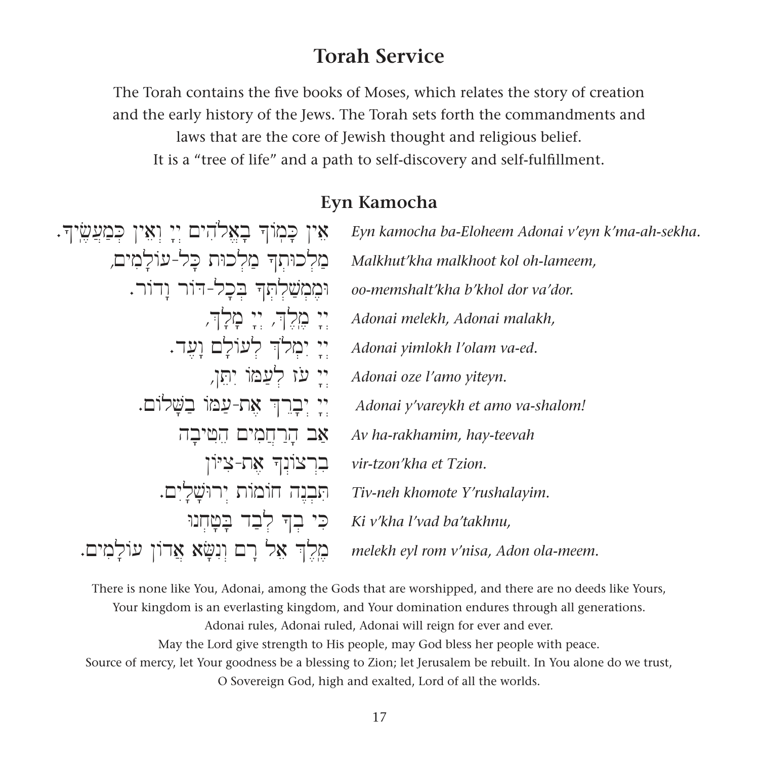## Torah Service

The Torah contains the five books of Moses, which relates the story of creation and the early history of the Jews. The Torah sets forth the commandments and laws that are the core of Jewish thought and religious belief. It is a "tree of life" and a path to self-discovery and self-fulfillment.

### Eyn Kamocha

| | |
|---|---|
| אֵין כָּמְוֹךָ בָאֱלֹהִים יְיָ וְאֵין כְּמַעֲשֶֽׂיךָ. | *Eyn kamocha ba-Eloheem Adonai v'eyn k'ma-ah-sekha.* |
| מַלְכוּתְךָ מַלְכוּת כָּל-עוֹלָמִים, | *Malkhut'kha malkhoot kol oh-lameem,* |
| וּמֶמְשַׁלְתְּךָ בְּכָל-דּוֹר וָדוֹר. | *oo-memshalt'kha b'khol dor va'dor.* |
| יְיָ מֶֽלֶךְ, יְיָ מָלָךְ, | *Adonai melekh, Adonai malakh,* |
| יְיָ יִמְלֹךְ לְעוֹלָם וָעֶד. | *Adonai yimlokh l'olam va-ed.* |
| יְיָ עֹז לְעַמּוֹ יִתֵּן, | *Adonai oze l'amo yiteyn.* |
| יְיָ יְבָרֵךְ אֶת-עַמּוֹ בַשָּׁלוֹם. | *Adonai y'vareykh et amo va-shalom!* |
| אַב הָרַחֲמִים הֵטִיבָה | *Av ha-rakhamim, hay-teevah* |
| בִרְצוֹנְךָ אֶת-צִיּוֹן | *vir-tzon'kha et Tzion.* |
| תִּבְנֶה חוֹמוֹת יְרוּשָׁלָיִם. | *Tiv-neh khomote Y'rushalayim.* |
| כִּי בְךָ לְבַד בָּטָחְנוּ | *Ki v'kha l'vad ba'takhnu,* |
| מֶֽלֶךְ אֵל רָם וְנִשָּׂא אֲדוֹן עוֹלָמִים. | *melekh eyl rom v'nisa, Adon ola-meem.* |

There is none like You, Adonai, among the Gods that are worshipped, and there are no deeds like Yours,
Your kingdom is an everlasting kingdom, and Your domination endures through all generations.
Adonai rules, Adonai ruled, Adonai will reign for ever and ever.
May the Lord give strength to His people, may God bless her people with peace.
Source of mercy, let Your goodness be a blessing to Zion; let Jerusalem be rebuilt. In You alone do we trust,
O Sovereign God, high and exalted, Lord of all the worlds.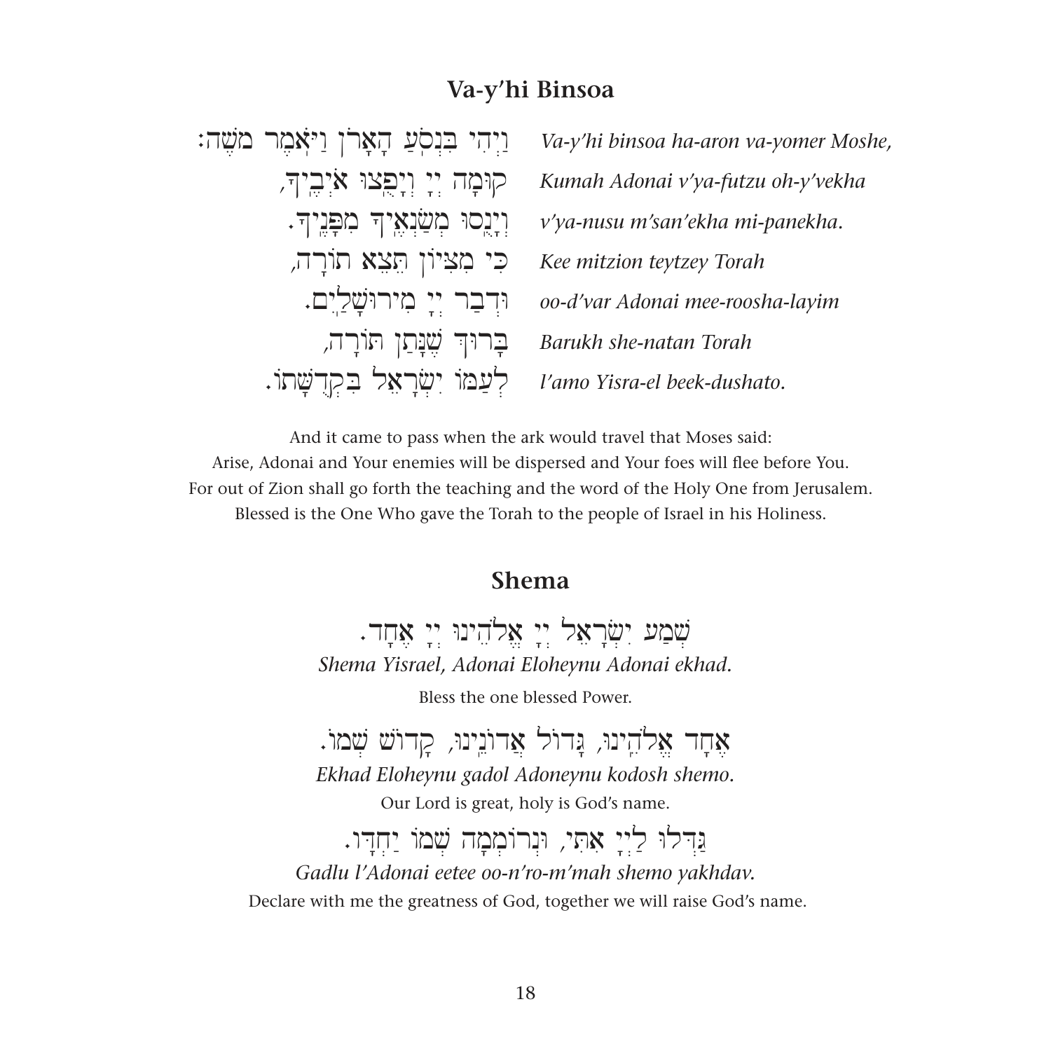## Va-y'hi Binsoa

| | |
|---|---|
| וַיְהִי בִּנְסֹעַ הָאָרֹן וַיֹּאמֶר מֹשֶׁה: | *Va-y'hi binsoa ha-aron va-yomer Moshe,* |
| קוּמָה יְיָ וְיָפֻצוּ אֹיְבֶיךָ, | *Kumah Adonai v'ya-futzu oh-y'vekha* |
| וְיָנֻסוּ מְשַׂנְאֶיךָ מִפָּנֶיךָ. | *v'ya-nusu m'san'ekha mi-panekha.* |
| כִּי מִצִּיּוֹן תֵּצֵא תוֹרָה, | *Kee mitzion teytzey Torah* |
| וּדְבַר יְיָ מִירוּשָׁלָיִם. | *oo-d'var Adonai mee-roosha-layim* |
| בָּרוּךְ שֶׁנָּתַן תּוֹרָה, | *Barukh she-natan Torah* |
| לְעַמּוֹ יִשְׂרָאֵל בִּקְדֻשָּׁתוֹ. | *l'amo Yisra-el beek-dushato.* |

And it came to pass when the ark would travel that Moses said:
Arise, Adonai and Your enemies will be dispersed and Your foes will flee before You.
For out of Zion shall go forth the teaching and the word of the Holy One from Jerusalem.
Blessed is the One Who gave the Torah to the people of Israel in his Holiness.

## Shema

שְׁמַע יִשְׂרָאֵל יְיָ אֱלֹהֵינוּ יְיָ אֶחָד.

*Shema Yisrael, Adonai Eloheynu Adonai ekhad.*

Bless the one blessed Power.

אֶחָד אֱלֹהֵינוּ, גָּדוֹל אֲדוֹנֵינוּ, קָדוֹשׁ שְׁמוֹ.

*Ekhad Eloheynu gadol Adoneynu kodosh shemo.*

Our Lord is great, holy is God's name.

גַּדְּלוּ לַייָ אִתִּי, וּנְרוֹמְמָה שְׁמוֹ יַחְדָּו.

*Gadlu l'Adonai eetee oo-n'ro-m'mah shemo yakhdav.*

Declare with me the greatness of God, together we will raise God's name.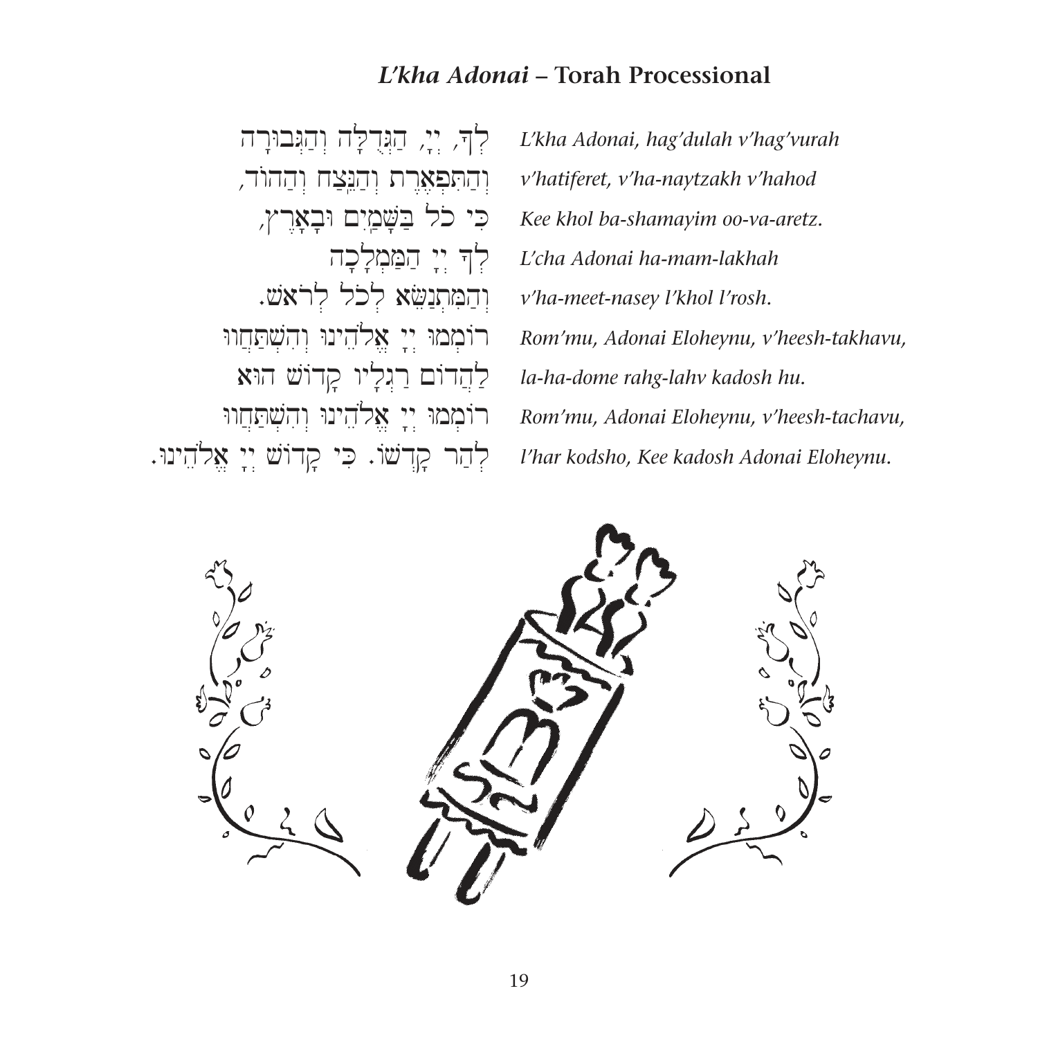## *L'kha Adonai* – Torah Processional

לְךָ, יְיָ, הַגְּדֻלָּה וְהַגְּבוּרָה
וְהַתִּפְאֶרֶת וְהַנֵּצַח וְהַהוֹד,
כִּי כֹל בַּשָּׁמַיִם וּבָאָרֶץ,
לְךָ יְיָ הַמַּמְלָכָה
וְהַמִּתְנַשֵּׂא לְכֹל לְרֹאשׁ.
רוֹמְמוּ יְיָ אֱלֹהֵינוּ וְהִשְׁתַּחֲווּ
לַהֲדוֹם רַגְלָיו קָדוֹשׁ הוּא
רוֹמְמוּ יְיָ אֱלֹהֵינוּ וְהִשְׁתַּחֲווּ
לְהַר קָדְשׁוֹ. כִּי קָדוֹשׁ יְיָ אֱלֹהֵינוּ.

*L'kha Adonai, hag'dulah v'hag'vurah*
*v'hatiferet, v'ha-naytzakh v'hahod*
*Kee khol ba-shamayim oo-va-aretz.*
*L'cha Adonai ha-mam-lakhah*
*v'ha-meet-nasey l'khol l'rosh.*
*Rom'mu, Adonai Eloheynu, v'heesh-takhavu,*
*la-ha-dome rahg-lahv kadosh hu.*
*Rom'mu, Adonai Eloheynu, v'heesh-tachavu,*
*l'har kodsho, Kee kadosh Adonai Eloheynu.*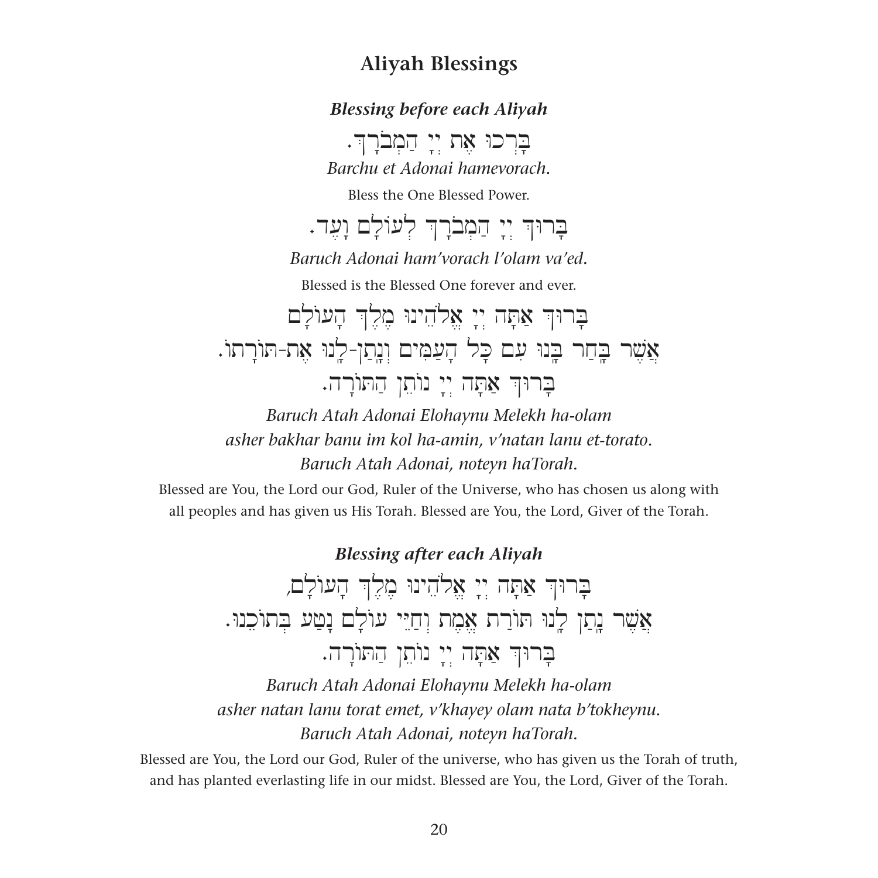## Aliyah Blessings

### *Blessing before each Aliyah*

בָּרְכוּ אֶת יְיָ הַמְבֹרָךְ.

*Barchu et Adonai hamevorach.*

Bless the One Blessed Power.

בָּרוּךְ יְיָ הַמְבֹרָךְ לְעוֹלָם וָעֶד.

*Baruch Adonai ham'vorach l'olam va'ed.*

Blessed is the Blessed One forever and ever.

בָּרוּךְ אַתָּה יְיָ אֱלֹהֵינוּ מֶלֶךְ הָעוֹלָם
אֲשֶׁר בָּחַר בָּנוּ עִם כָּל הָעַמִּים וְנָתַן-לָנוּ אֶת-תּוֹרָתוֹ.
בָּרוּךְ אַתָּה יְיָ נוֹתֵן הַתּוֹרָה.

*Baruch Atah Adonai Elohaynu Melekh ha-olam*
*asher bakhar banu im kol ha-amin, v'natan lanu et-torato.*
*Baruch Atah Adonai, noteyn haTorah.*

Blessed are You, the Lord our God, Ruler of the Universe, who has chosen us along with all peoples and has given us His Torah. Blessed are You, the Lord, Giver of the Torah.

### *Blessing after each Aliyah*

בָּרוּךְ אַתָּה יְיָ אֱלֹהֵינוּ מֶלֶךְ הָעוֹלָם,
אֲשֶׁר נָתַן לָנוּ תּוֹרַת אֱמֶת וְחַיֵּי עוֹלָם נָטַע בְּתוֹכֵנוּ.
בָּרוּךְ אַתָּה יְיָ נוֹתֵן הַתּוֹרָה.

*Baruch Atah Adonai Elohaynu Melekh ha-olam*
*asher natan lanu torat emet, v'khayey olam nata b'tokheynu.*
*Baruch Atah Adonai, noteyn haTorah.*

Blessed are You, the Lord our God, Ruler of the universe, who has given us the Torah of truth, and has planted everlasting life in our midst. Blessed are You, the Lord, Giver of the Torah.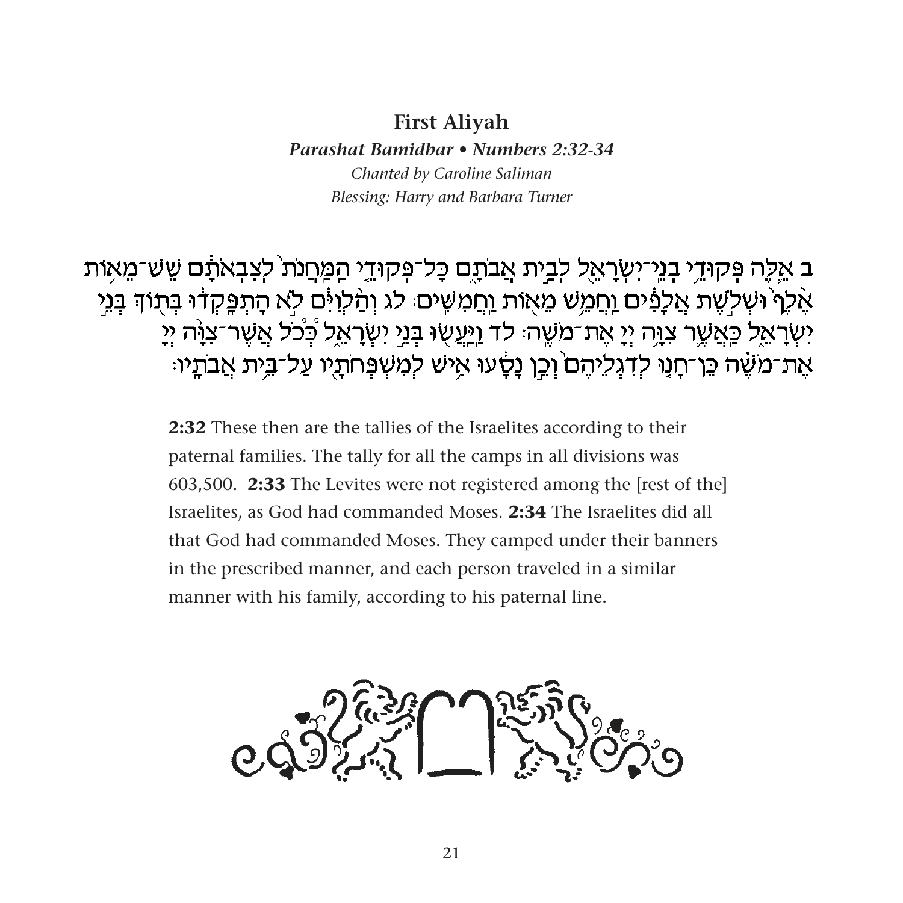## First Aliyah

***Parashat Bamidbar • Numbers 2:32-34***

*Chanted by Caroline Saliman*

*Blessing: Harry and Barbara Turner*

ב אֵ֣לֶּה פְּקוּדֵ֥י בְנֵֽי־יִשְׂרָאֵ֖ל לְבֵ֣ית אֲבֹתָ֑ם כָּל־פְּקוּדֵ֤י הַֽמַּחֲנֹת֙ לְצִבְאֹתָ֔ם שֵׁשׁ־מֵא֤וֹת אֶ֙לֶף֙ וּשְׁלֹ֣שֶׁת אֲלָפִ֔ים וַחֲמֵ֥שׁ מֵא֖וֹת וַחֲמִשִּֽׁים׃ לג וְהַ֨לְוִיִּ֔ם לֹ֣א הָתְפָּֽקְד֔וּ בְּת֖וֹךְ בְּנֵ֣י יִשְׂרָאֵ֑ל כַּאֲשֶׁ֛ר צִוָּ֥ה יְיָ֖ אֶת־מֹשֶֽׁה׃ לד וַֽיַּעֲשׂ֖וּ בְּנֵ֣י יִשְׂרָאֵ֑ל כְּ֠כֹל אֲשֶׁר־צִוָּ֨ה יְיָ֜ אֶת־מֹשֶׁ֗ה כֵּֽן־חָנ֤וּ לְדִגְלֵיהֶם֙ וְכֵ֣ן נָסָ֔עוּ אִ֥ישׁ לְמִשְׁפְּחֹתָ֖יו עַל־בֵּ֥ית אֲבֹתָֽיו׃

**2:32** These then are the tallies of the Israelites according to their paternal families. The tally for all the camps in all divisions was 603,500. **2:33** The Levites were not registered among the [rest of the] Israelites, as God had commanded Moses. **2:34** The Israelites did all that God had commanded Moses. They camped under their banners in the prescribed manner, and each person traveled in a similar manner with his family, according to his paternal line.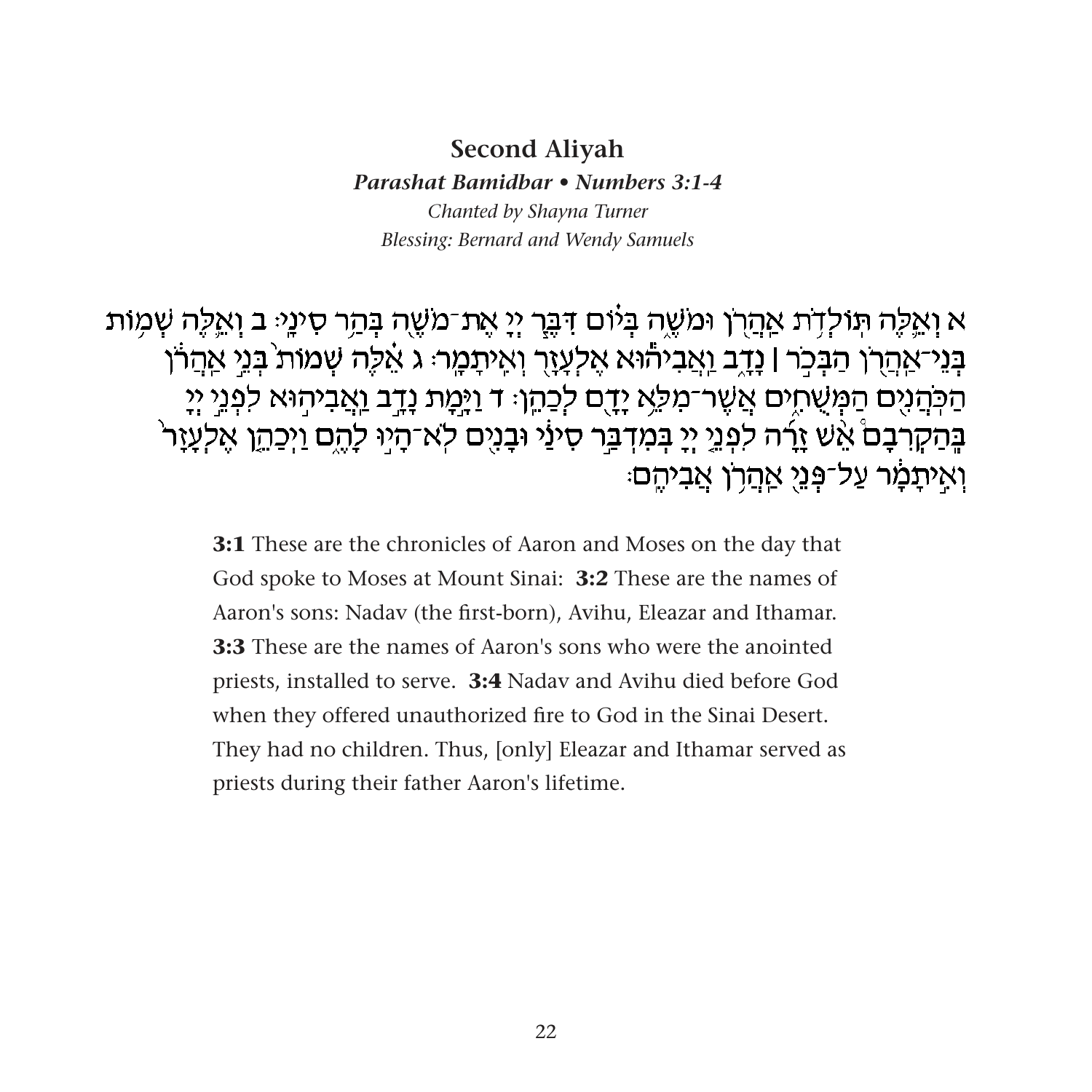## Second Aliyah

***Parashat Bamidbar • Numbers 3:1-4***

*Chanted by Shayna Turner*

*Blessing: Bernard and Wendy Samuels*

א וְאֵ֛לֶּה תּוֹלְדֹ֥ת אַהֲרֹ֖ן וּמֹשֶׁ֑ה בְּי֗וֹם דִּבֶּ֧ר יְיָ֛ אֶת־מֹשֶׁ֖ה בְּהַ֥ר סִינָֽי׃ ב וְאֵ֛לֶּה שְׁמ֥וֹת בְּנֵֽי־אַהֲרֹ֖ן הַבְּכֹ֣ר ׀ נָדָ֑ב וַאֲבִיה֕וּא אֶלְעָזָ֖ר וְאִֽיתָמָֽר׃ ג אֵ֗לֶּה שְׁמוֹת֙ בְּנֵ֣י אַהֲרֹ֔ן הַכֹּהֲנִ֖ים הַמְּשֻׁחִ֑ים אֲשֶׁר־מִלֵּ֥א יָדָ֖ם לְכַהֵֽן׃ ד וַיָּ֣מָת נָדָ֣ב וַאֲבִיה֣וּא לִפְנֵ֣י יְיָ֡ בְּהַקְרִבָ֣ם אֵשׁ֩ זָרָ֨ה לִפְנֵ֤י יְיָ֙ בְּמִדְבַּ֣ר סִינַ֔י וּבָנִ֖ים לֹא־הָי֣וּ לָהֶ֑ם וַיְכַהֵ֤ן אֶלְעָזָר֙ וְאִ֣יתָמָ֔ר עַל־פְּנֵ֖י אַהֲרֹ֥ן אֲבִיהֶֽם׃

**3:1** These are the chronicles of Aaron and Moses on the day that God spoke to Moses at Mount Sinai: **3:2** These are the names of Aaron's sons: Nadav (the first-born), Avihu, Eleazar and Ithamar. **3:3** These are the names of Aaron's sons who were the anointed priests, installed to serve. **3:4** Nadav and Avihu died before God when they offered unauthorized fire to God in the Sinai Desert. They had no children. Thus, [only] Eleazar and Ithamar served as priests during their father Aaron's lifetime.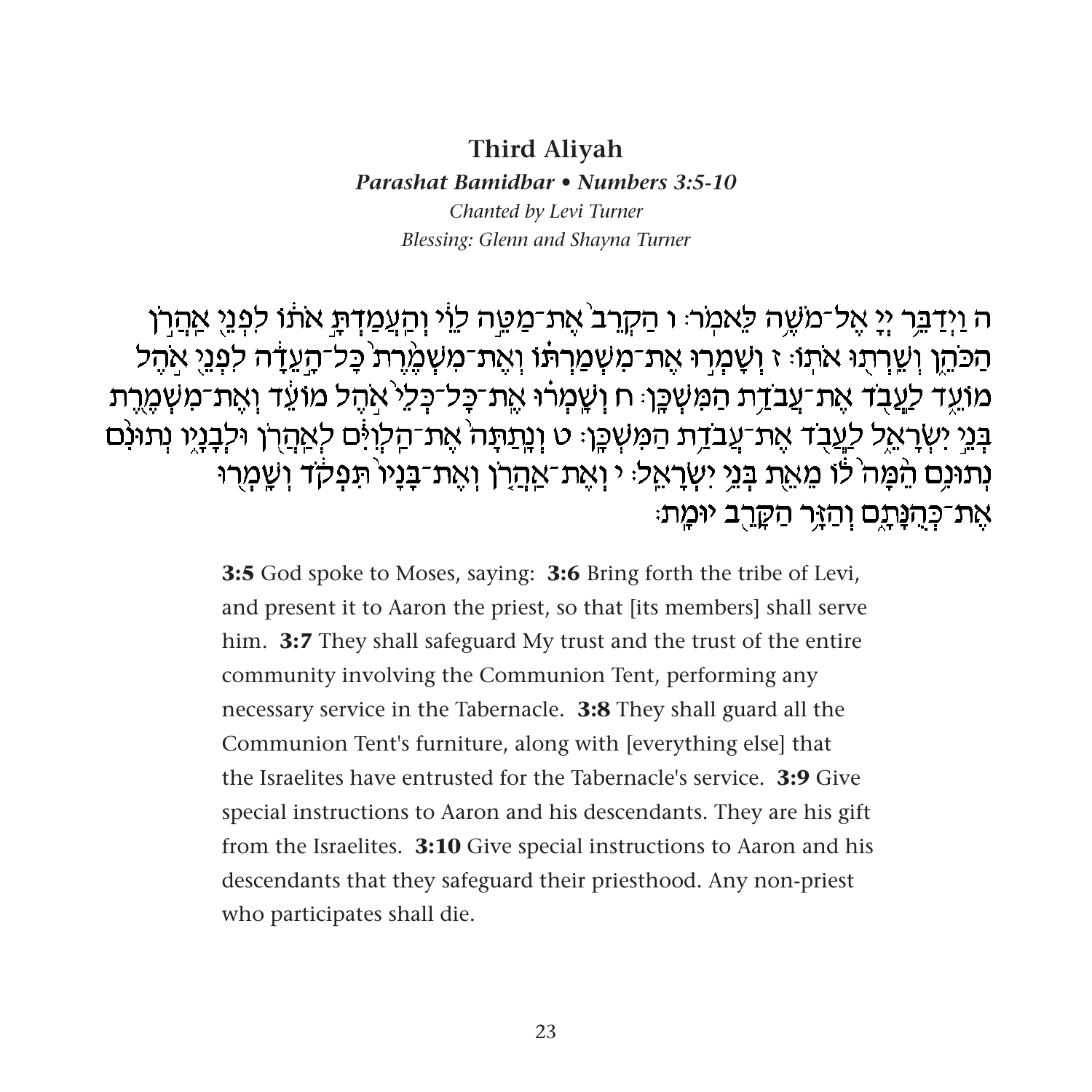## Third Aliyah

***Parashat Bamidbar • Numbers 3:5-10***

*Chanted by Levi Turner*

*Blessing: Glenn and Shayna Turner*

ה וַיְדַבֵּ֥ר יְיָ֖ אֶל־מֹשֶׁ֥ה לֵּאמֹֽר׃ ו הַקְרֵב֙ אֶת־מַטֵּ֣ה לֵוִ֔י וְהַֽעֲמַדְתָּ֣ אֹת֔וֹ לִפְנֵ֖י אַהֲרֹ֣ן הַכֹּהֵ֑ן וְשֵֽׁרְת֖וּ אֹתֽוֹ׃ ז וְשָֽׁמְר֣וּ אֶת־מִשְׁמַרְתּ֗וֹ וְאֶת־מִשְׁמֶ֙רֶת֙ כָּל־הָ֣עֵדָ֔ה לִפְנֵ֖י אֹ֣הֶל מוֹעֵ֑ד לַעֲבֹ֖ד אֶת־עֲבֹדַ֥ת הַמִּשְׁכָּֽן׃ ח וְשָֽׁמְר֗וּ אֶֽת־כָּל־כְּלֵי֙ אֹ֣הֶל מוֹעֵ֔ד וְאֶת־מִשְׁמֶ֖רֶת בְּנֵ֣י יִשְׂרָאֵ֑ל לַעֲבֹ֖ד אֶת־עֲבֹדַ֥ת הַמִּשְׁכָּֽן׃ ט וְנָתַתָּה֙ אֶת־הַלְוִיִּ֔ם לְאַהֲרֹ֖ן וּלְבָנָ֑יו נְתוּנִ֨ם נְתוּנִ֥ם הֵ֙מָּה֙ ל֔וֹ מֵאֵ֖ת בְּנֵ֥י יִשְׂרָאֵֽל׃ י וְאֶת־אַהֲרֹ֤ן וְאֶת־בָּנָיו֙ תִּפְקֹ֔ד וְשָֽׁמְר֖וּ אֶת־כְּהֻנָּתָ֑ם וְהַזָּ֥ר הַקָּרֵ֖ב יוּמָֽת׃

**3:5** God spoke to Moses, saying: **3:6** Bring forth the tribe of Levi, and present it to Aaron the priest, so that [its members] shall serve him. **3:7** They shall safeguard My trust and the trust of the entire community involving the Communion Tent, performing any necessary service in the Tabernacle. **3:8** They shall guard all the Communion Tent's furniture, along with [everything else] that the Israelites have entrusted for the Tabernacle's service. **3:9** Give special instructions to Aaron and his descendants. They are his gift from the Israelites. **3:10** Give special instructions to Aaron and his descendants that they safeguard their priesthood. Any non-priest who participates shall die.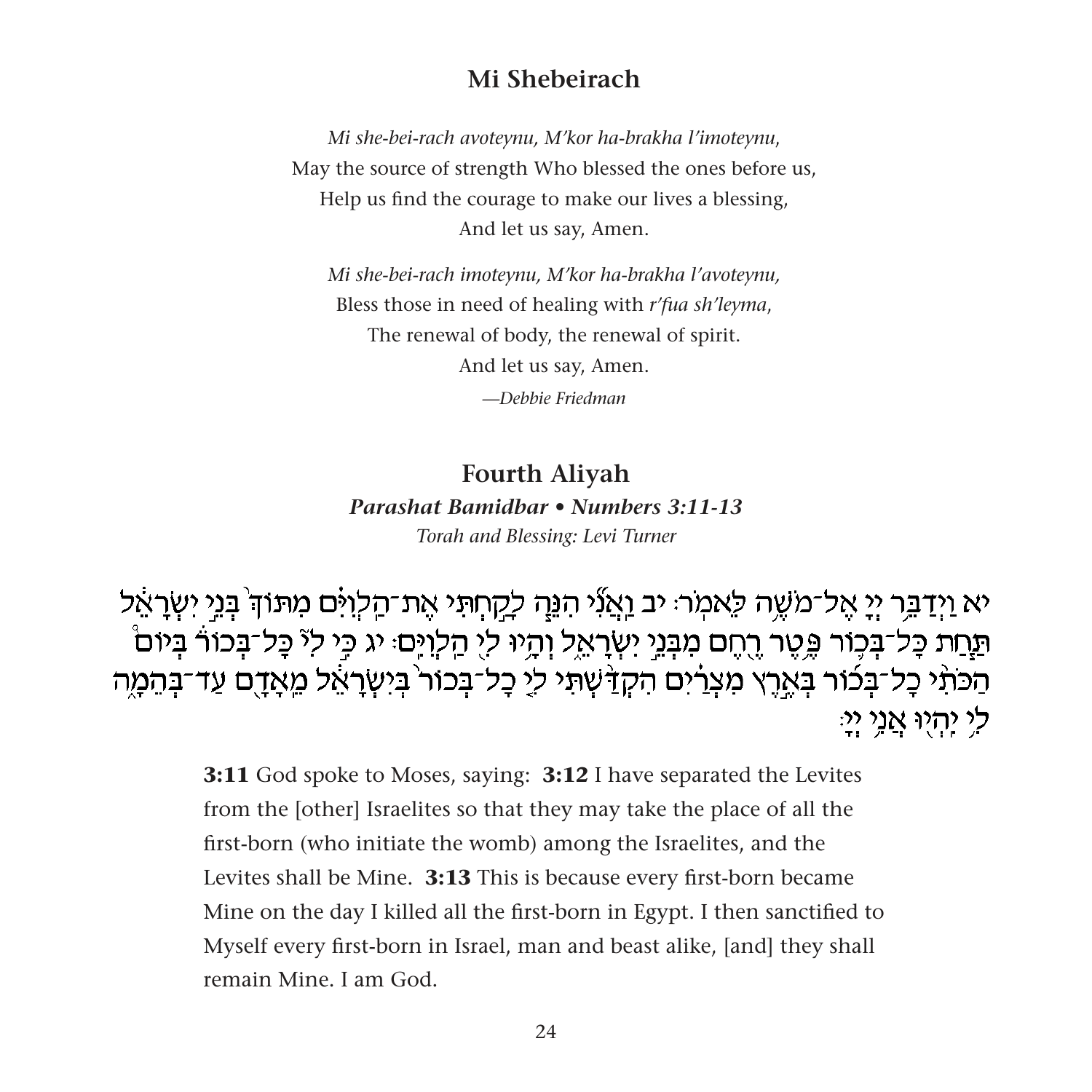## Mi Shebeirach

*Mi she-bei-rach avoteynu, M'kor ha-brakha l'imoteynu,*
May the source of strength Who blessed the ones before us,
Help us find the courage to make our lives a blessing,
And let us say, Amen.

*Mi she-bei-rach imoteynu, M'kor ha-brakha l'avoteynu,*
Bless those in need of healing with *r'fua sh'leyma*,
The renewal of body, the renewal of spirit.
And let us say, Amen.

*—Debbie Friedman*

## Fourth Aliyah

***Parashat Bamidbar • Numbers 3:11-13***

*Torah and Blessing: Levi Turner*

יא וַיְדַבֵּ֥ר יְיָ֖ אֶל־מֹשֶׁ֥ה לֵּאמֹֽר׃ יב וַאֲנִ֞י הִנֵּ֧ה לָקַ֣חְתִּי אֶת־הַלְוִיִּ֗ם מִתּוֹךְ֙ בְּנֵ֣י יִשְׂרָאֵ֔ל תַּ֧חַת כָּל־בְּכ֛וֹר פֶּ֥טֶר רֶ֖חֶם מִבְּנֵ֣י יִשְׂרָאֵ֑ל וְהָ֥יוּ לִ֖י הַלְוִיִּֽם׃ יג כִּ֣י לִ֣י כָּל־בְּכ֗וֹר בְּיוֹם֩ הַכֹּתִ֨י כָל־בְּכ֜וֹר בְּאֶ֣רֶץ מִצְרַ֗יִם הִקְדַּ֨שְׁתִּי לִ֤י כָל־בְּכוֹר֙ בְּיִשְׂרָאֵ֔ל מֵאָדָ֖ם עַד־בְּהֵמָ֑ה לִ֥י יִהְי֖וּ אֲנִ֥י יְיָֽ׃

**3:11** God spoke to Moses, saying: **3:12** I have separated the Levites from the [other] Israelites so that they may take the place of all the first-born (who initiate the womb) among the Israelites, and the Levites shall be Mine. **3:13** This is because every first-born became Mine on the day I killed all the first-born in Egypt. I then sanctified to Myself every first-born in Israel, man and beast alike, [and] they shall remain Mine. I am God.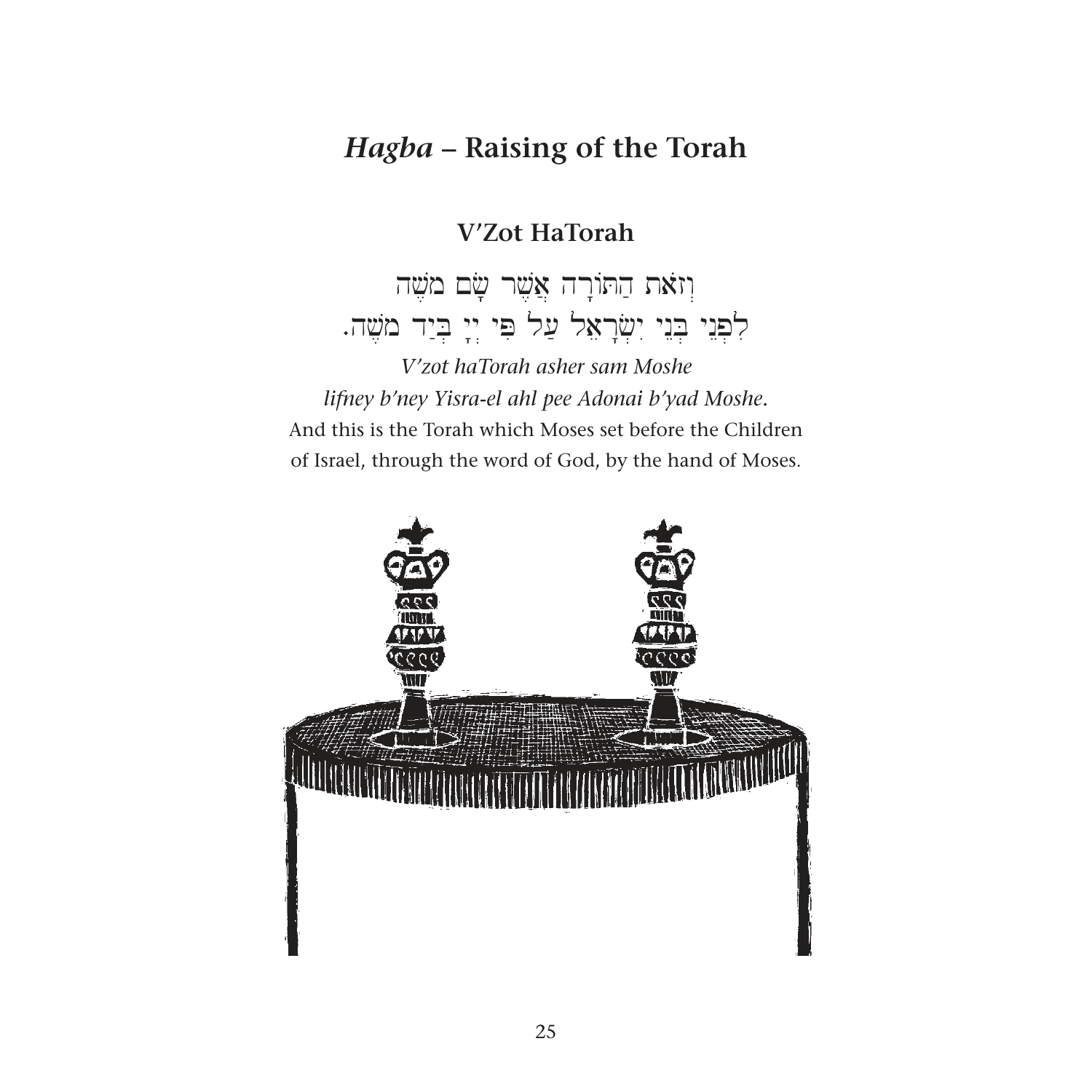## *Hagba* – Raising of the Torah

### V'Zot HaTorah

וְזֹאת הַתּוֹרָה אֲשֶׁר שָׂם מֹשֶׁה
לִפְנֵי בְּנֵי יִשְׂרָאֵל עַל פִּי יְיָ בְּיַד מֹשֶׁה.

*V'zot haTorah asher sam Moshe*
*lifney b'ney Yisra-el ahl pee Adonai b'yad Moshe.*
And this is the Torah which Moses set before the Children of Israel, through the word of God, by the hand of Moses.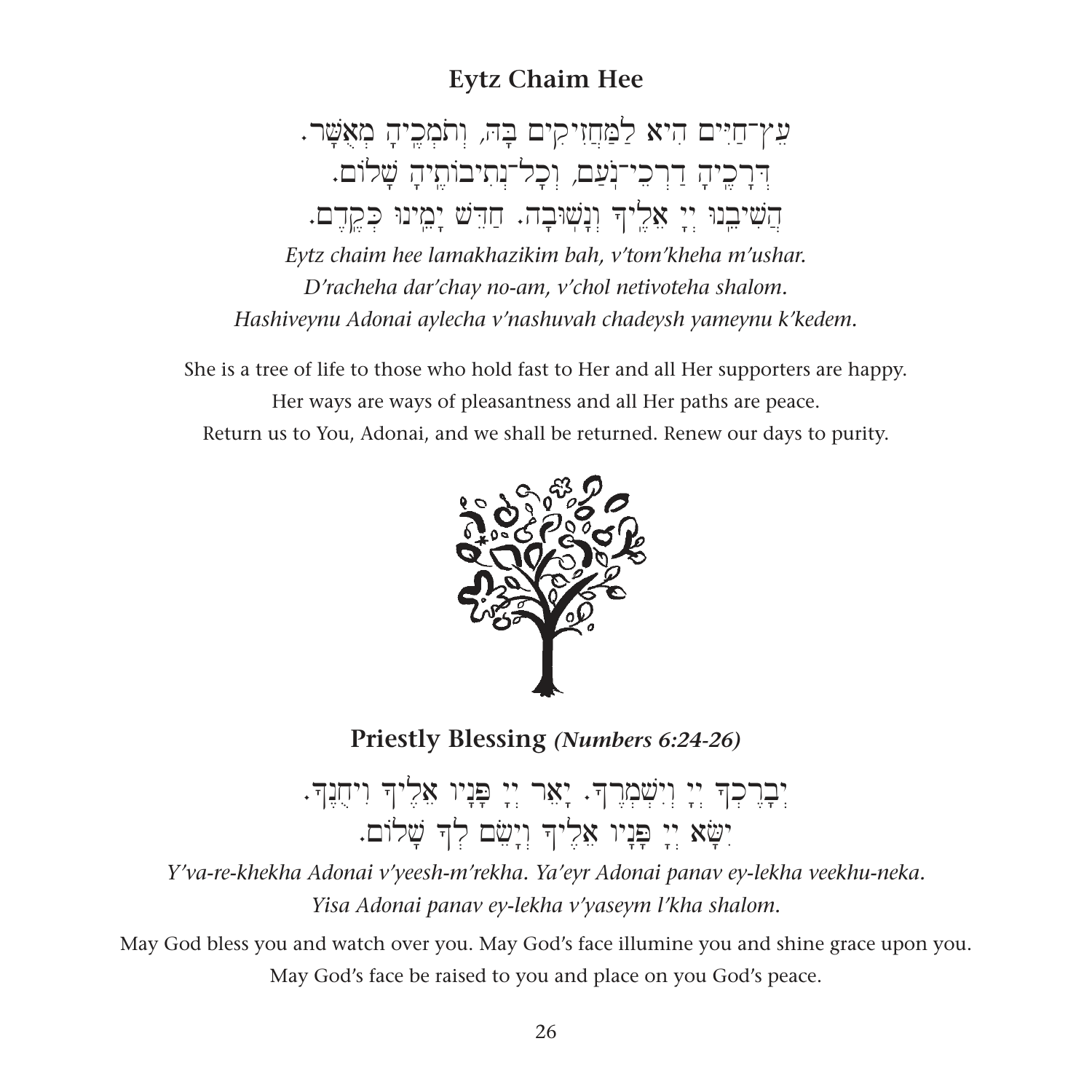## Eytz Chaim Hee

עֵץ־חַיִּים הִיא לַמַּחֲזִיקִים בָּהּ, וְתֹמְכֶיהָ מְאֻשָּׁר.
דְּרָכֶיהָ דַרְכֵי־נֹעַם, וְכָל־נְתִיבוֹתֶיהָ שָׁלוֹם.
הֲשִׁיבֵנוּ יְיָ אֵלֶיךָ וְנָשׁוּבָה. חַדֵּשׁ יָמֵינוּ כְּקֶדֶם.

*Eytz chaim hee lamakhazikim bah, v'tom'kheha m'ushar.*
*D'racheha dar'chay no-am, v'chol netivoteha shalom.*
*Hashiveynu Adonai aylecha v'nashuvah chadeysh yameynu k'kedem.*

She is a tree of life to those who hold fast to Her and all Her supporters are happy.
Her ways are ways of pleasantness and all Her paths are peace.
Return us to You, Adonai, and we shall be returned. Renew our days to purity.

## Priestly Blessing *(Numbers 6:24-26)*

יְבָרֶכְךָ יְיָ וְיִשְׁמְרֶךָ. יָאֵר יְיָ פָּנָיו אֵלֶיךָ וִיחֻנֶּךָּ.
יִשָּׂא יְיָ פָּנָיו אֵלֶיךָ וְיָשֵׂם לְךָ שָׁלוֹם.

*Y'va-re-khekha Adonai v'yeesh-m'rekha. Ya'eyr Adonai panav ey-lekha veekhu-neka.*
*Yisa Adonai panav ey-lekha v'yaseym l'kha shalom.*

May God bless you and watch over you. May God's face illumine you and shine grace upon you.
May God's face be raised to you and place on you God's peace.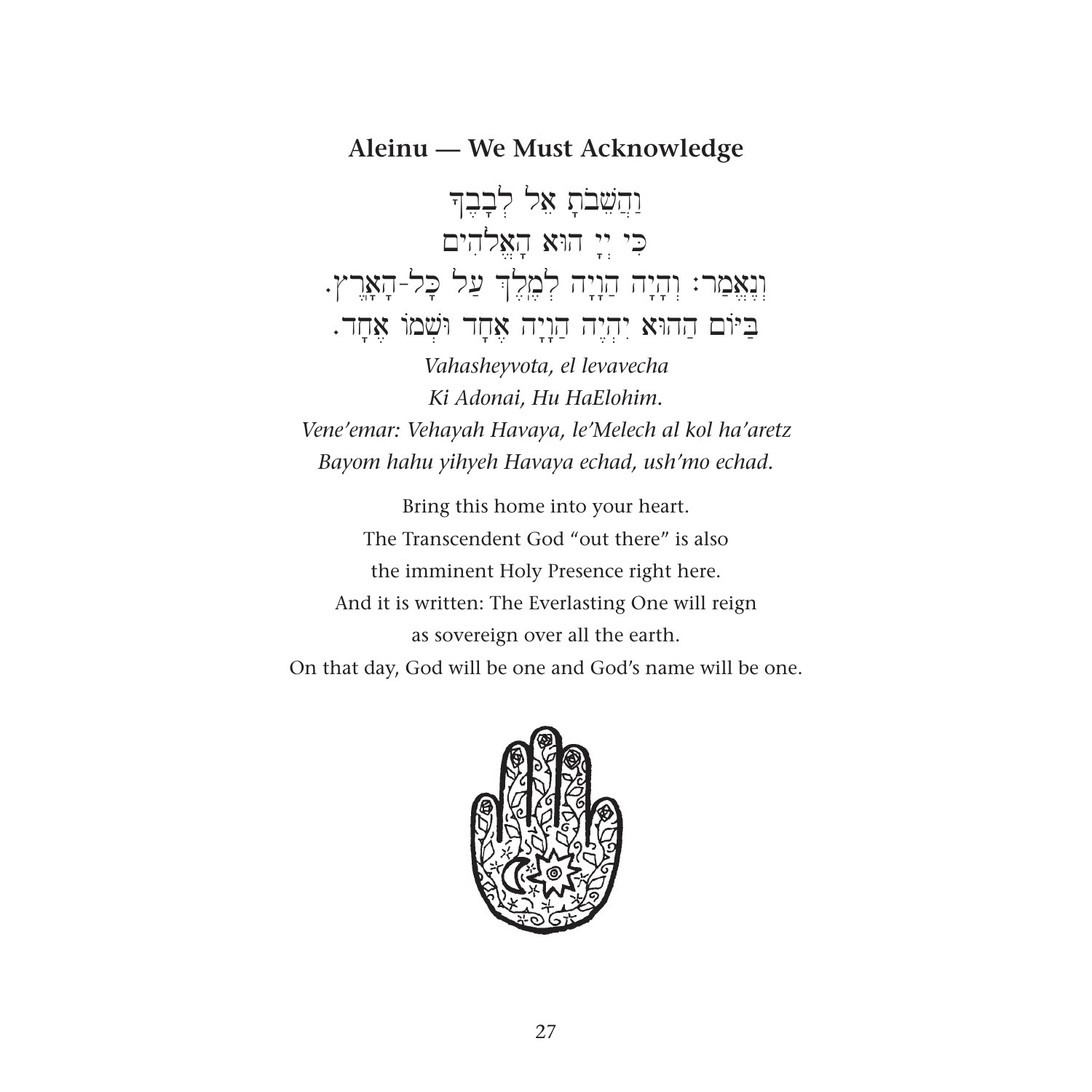## Aleinu — We Must Acknowledge

וַהֲשֵׁבֹתָ אֶל לְבָבֶךָ
כִּי יְיָ הוּא הָאֱלֹהִים
וְנֶאֱמַר: וְהָיָה הֲוָיָה לְמֶלֶךְ עַל כָּל-הָאָרֶץ.
בַּיּוֹם הַהוּא יִהְיֶה הֲוָיָה אֶחָד וּשְׁמוֹ אֶחָד.

*Vahasheyvota, el levavecha*
*Ki Adonai, Hu HaElohim.*
*Vene'emar: Vehayah Havaya, le'Melech al kol ha'aretz*
*Bayom hahu yihyeh Havaya echad, ush'mo echad.*

Bring this home into your heart.
The Transcendent God "out there" is also
the imminent Holy Presence right here.
And it is written: The Everlasting One will reign
as sovereign over all the earth.
On that day, God will be one and God's name will be one.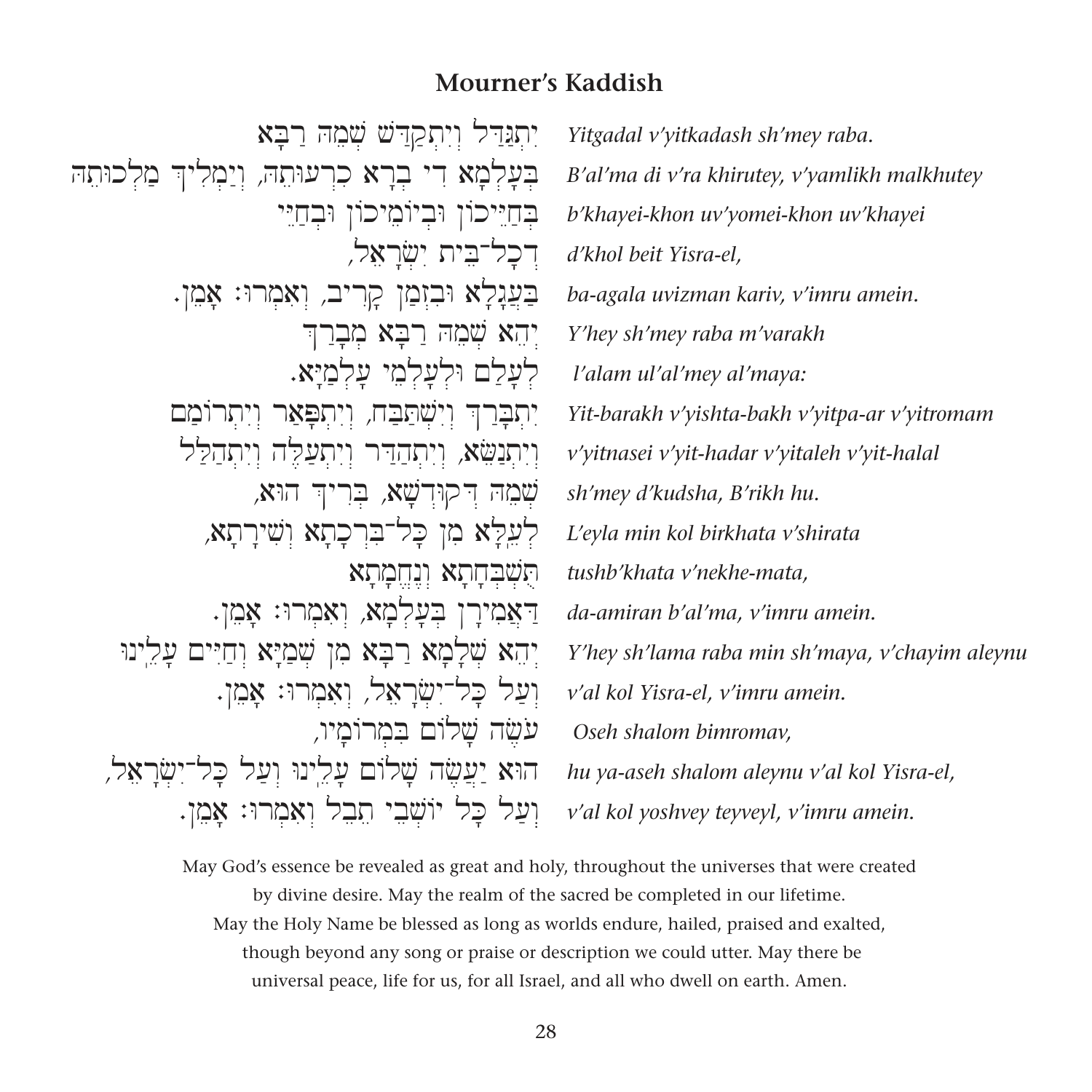## Mourner's Kaddish

| | |
|---|---|
| יִתְגַּדַּל וְיִתְקַדַּשׁ שְׁמֵהּ רַבָּא | *Yitgadal v'yitkadash sh'mey raba.* |
| בְּעָלְמָא דִּי בְרָא כִרְעוּתֵהּ, וְיַמְלִיךְ מַלְכוּתֵהּ | *B'al'ma di v'ra khirutey, v'yamlikh malkhutey* |
| בְּחַיֵּיכוֹן וּבְיוֹמֵיכוֹן וּבְחַיֵּי | *b'khayei-khon uv'yomei-khon uv'khayei* |
| דְכָל־בֵּית יִשְׂרָאֵל, | *d'khol beit Yisra-el,* |
| בַּעֲגָלָא וּבִזְמַן קָרִיב, וְאִמְרוּ: אָמֵן. | *ba-agala uvizman kariv, v'imru amein.* |
| יְהֵא שְׁמֵהּ רַבָּא מְבָרַךְ | *Y'hey sh'mey raba m'varakh* |
| לְעָלַם וּלְעָלְמֵי עָלְמַיָּא. | *l'alam ul'al'mey al'maya:* |
| יִתְבָּרַךְ וְיִשְׁתַּבַּח, וְיִתְפָּאַר וְיִתְרוֹמַם | *Yit-barakh v'yishta-bakh v'yitpa-ar v'yitromam* |
| וְיִתְנַשֵּׂא, וְיִתְהַדַּר וְיִתְעַלֶּה וְיִתְהַלַּל | *v'yitnasei v'yit-hadar v'yitaleh v'yit-halal* |
| שְׁמֵהּ דְּקוּדְשָׁא, בְּרִיךְ הוּא, | *sh'mey d'kudsha, B'rikh hu.* |
| לְעֵלָּא מִן כָּל־בִּרְכָתָא וְשִׁירָתָא, | *L'eyla min kol birkhata v'shirata* |
| תֻּשְׁבְּחָתָא וְנֶחֱמָתָא | *tushb'khata v'nekhe-mata,* |
| דַּאֲמִירָן בְּעָלְמָא, וְאִמְרוּ: אָמֵן. | *da-amiran b'al'ma, v'imru amein.* |
| יְהֵא שְׁלָמָא רַבָּא מִן שְׁמַיָּא וְחַיִּים עָלֵינוּ | *Y'hey sh'lama raba min sh'maya, v'chayim aleynu* |
| וְעַל כָּל־יִשְׂרָאֵל, וְאִמְרוּ: אָמֵן. | *v'al kol Yisra-el, v'imru amein.* |
| עֹשֶׂה שָׁלוֹם בִּמְרוֹמָיו, | *Oseh shalom bimromav,* |
| הוּא יַעֲשֶׂה שָׁלוֹם עָלֵינוּ וְעַל כָּל־יִשְׂרָאֵל, | *hu ya-aseh shalom aleynu v'al kol Yisra-el,* |
| וְעַל כָּל יוֹשְׁבֵי תֵבֵל וְאִמְרוּ: אָמֵן. | *v'al kol yoshvey teyveyl, v'imru amein.* |

May God's essence be revealed as great and holy, throughout the universes that were created by divine desire. May the realm of the sacred be completed in our lifetime. May the Holy Name be blessed as long as worlds endure, hailed, praised and exalted, though beyond any song or praise or description we could utter. May there be universal peace, life for us, for all Israel, and all who dwell on earth. Amen.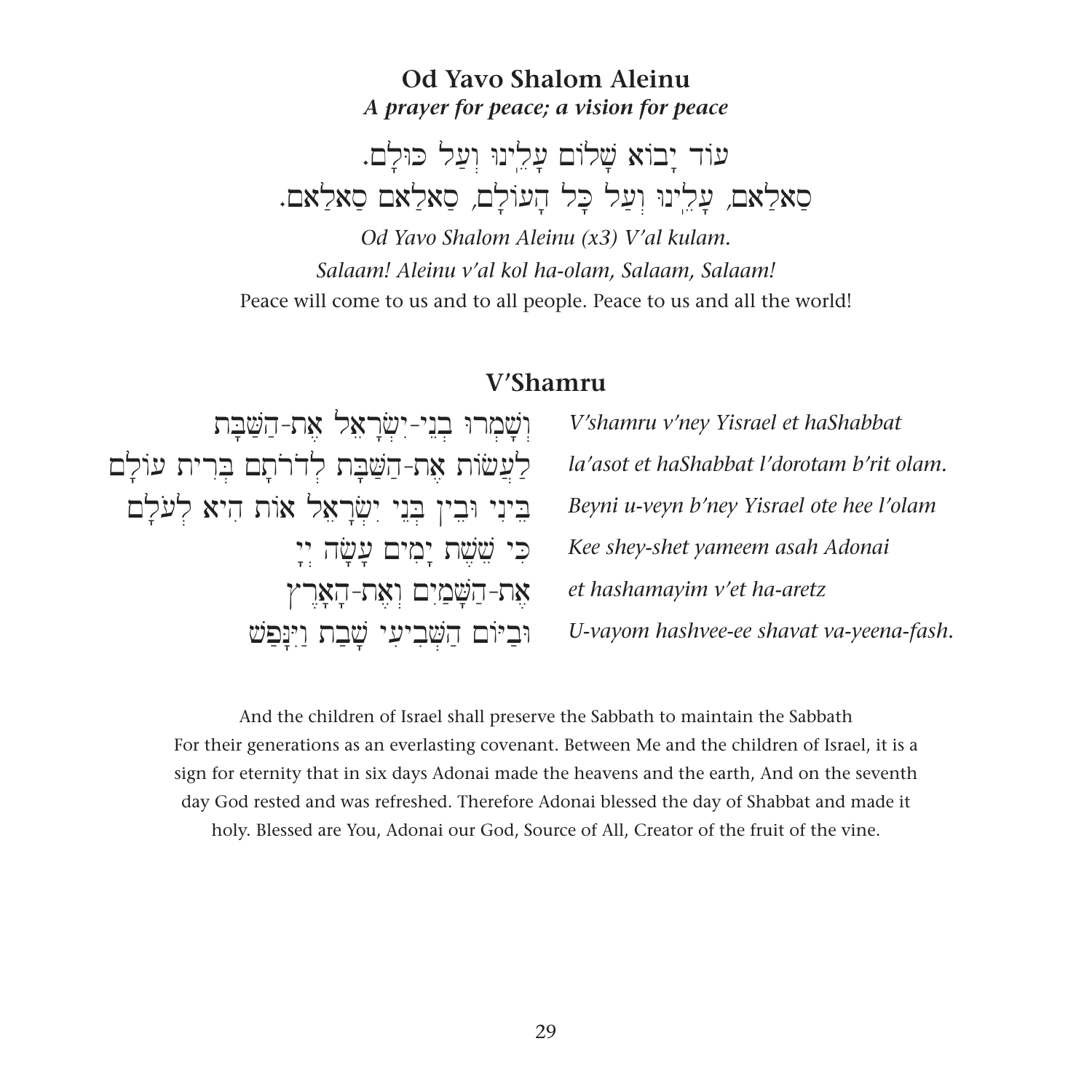## Od Yavo Shalom Aleinu

***A prayer for peace; a vision for peace***

עוֹד יָבוֹא שָׁלוֹם עָלֵינוּ וְעַל כּוּלָם.
סַאלַאם, עָלֵינוּ וְעַל כָּל הָעוֹלָם, סַאלַאם סַאלַאם.

*Od Yavo Shalom Aleinu (x3) V'al kulam.*
*Salaam! Aleinu v'al kol ha-olam, Salaam, Salaam!*

Peace will come to us and to all people. Peace to us and all the world!

## V'Shamru

וְשָׁמְרוּ בְנֵי-יִשְׂרָאֵל אֶת-הַשַּׁבָּת
לַעֲשׂוֹת אֶת-הַשַּׁבָּת לְדֹרֹתָם בְּרִית עוֹלָם
בֵּינִי וּבֵין בְּנֵי יִשְׂרָאֵל אוֹת הִיא לְעֹלָם
כִּי שֵׁשֶׁת יָמִים עָשָׂה יְיָ
אֶת-הַשָּׁמַיִם וְאֶת-הָאָרֶץ
וּבַיּוֹם הַשְּׁבִיעִי שָׁבַת וַיִּנָּפַשׁ

*V'shamru v'ney Yisrael et haShabbat*
*la'asot et haShabbat l'dorotam b'rit olam.*
*Beyni u-veyn b'ney Yisrael ote hee l'olam*
*Kee shey-shet yameem asah Adonai*
*et hashamayim v'et ha-aretz*
*U-vayom hashvee-ee shavat va-yeena-fash.*

And the children of Israel shall preserve the Sabbath to maintain the Sabbath For their generations as an everlasting covenant. Between Me and the children of Israel, it is a sign for eternity that in six days Adonai made the heavens and the earth, And on the seventh day God rested and was refreshed. Therefore Adonai blessed the day of Shabbat and made it holy. Blessed are You, Adonai our God, Source of All, Creator of the fruit of the vine.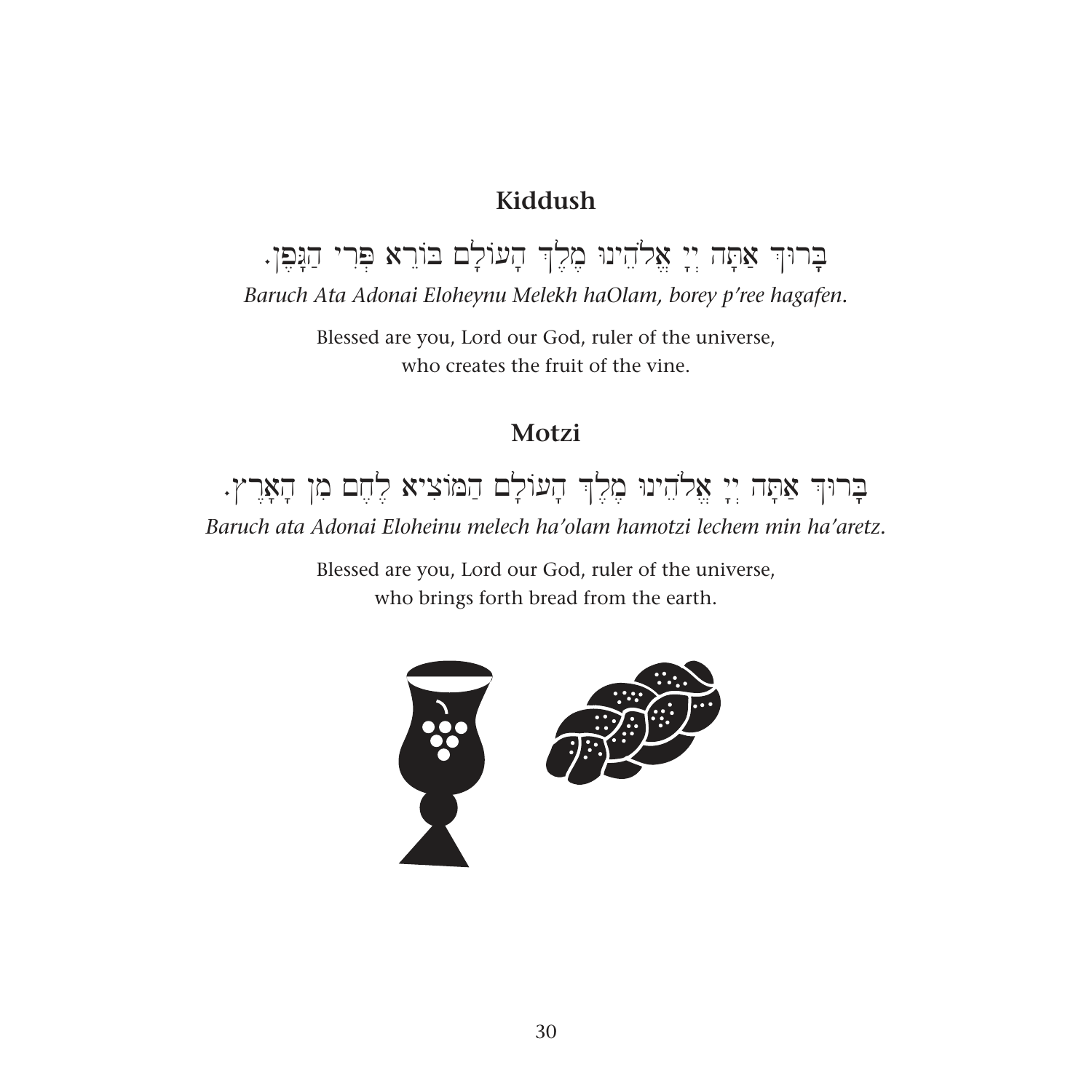## Kiddush

בָּרוּךְ אַתָּה יְיָ אֱלֹהֵינוּ מֶלֶךְ הָעוֹלָם בּוֹרֵא פְּרִי הַגָּפֶן.

*Baruch Ata Adonai Eloheynu Melekh haOlam, borey p'ree hagafen.*

Blessed are you, Lord our God, ruler of the universe,
who creates the fruit of the vine.

## Motzi

בָּרוּךְ אַתָּה יְיָ אֱלֹהֵינוּ מֶלֶךְ הָעוֹלָם הַמּוֹצִיא לֶחֶם מִן הָאָרֶץ.

*Baruch ata Adonai Eloheinu melech ha'olam hamotzi lechem min ha'aretz.*

Blessed are you, Lord our God, ruler of the universe,
who brings forth bread from the earth.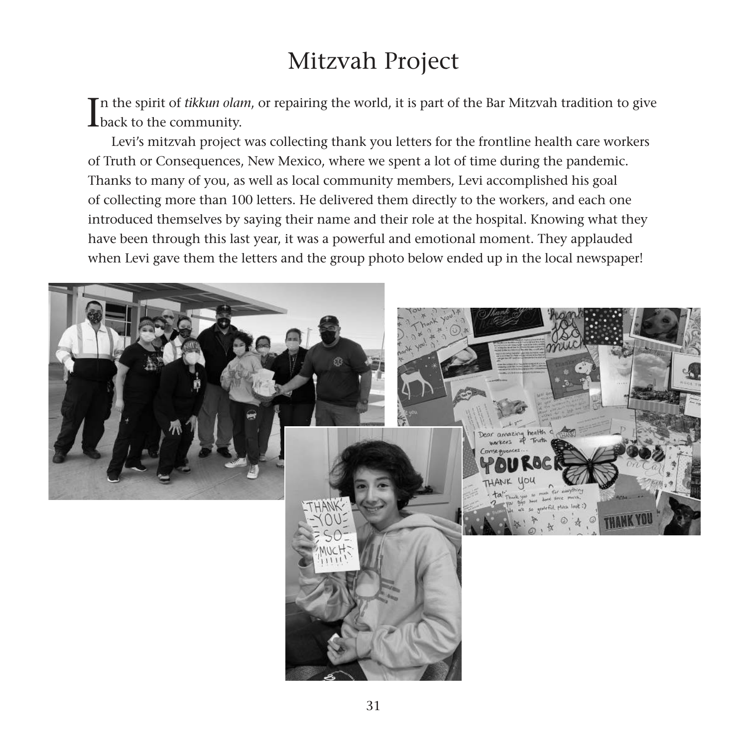# Mitzvah Project

In the spirit of *tikkun olam*, or repairing the world, it is part of the Bar Mitzvah tradition to give back to the community.

Levi's mitzvah project was collecting thank you letters for the frontline health care workers of Truth or Consequences, New Mexico, where we spent a lot of time during the pandemic. Thanks to many of you, as well as local community members, Levi accomplished his goal of collecting more than 100 letters. He delivered them directly to the workers, and each one introduced themselves by saying their name and their role at the hospital. Knowing what they have been through this last year, it was a powerful and emotional moment. They applauded when Levi gave them the letters and the group photo below ended up in the local newspaper!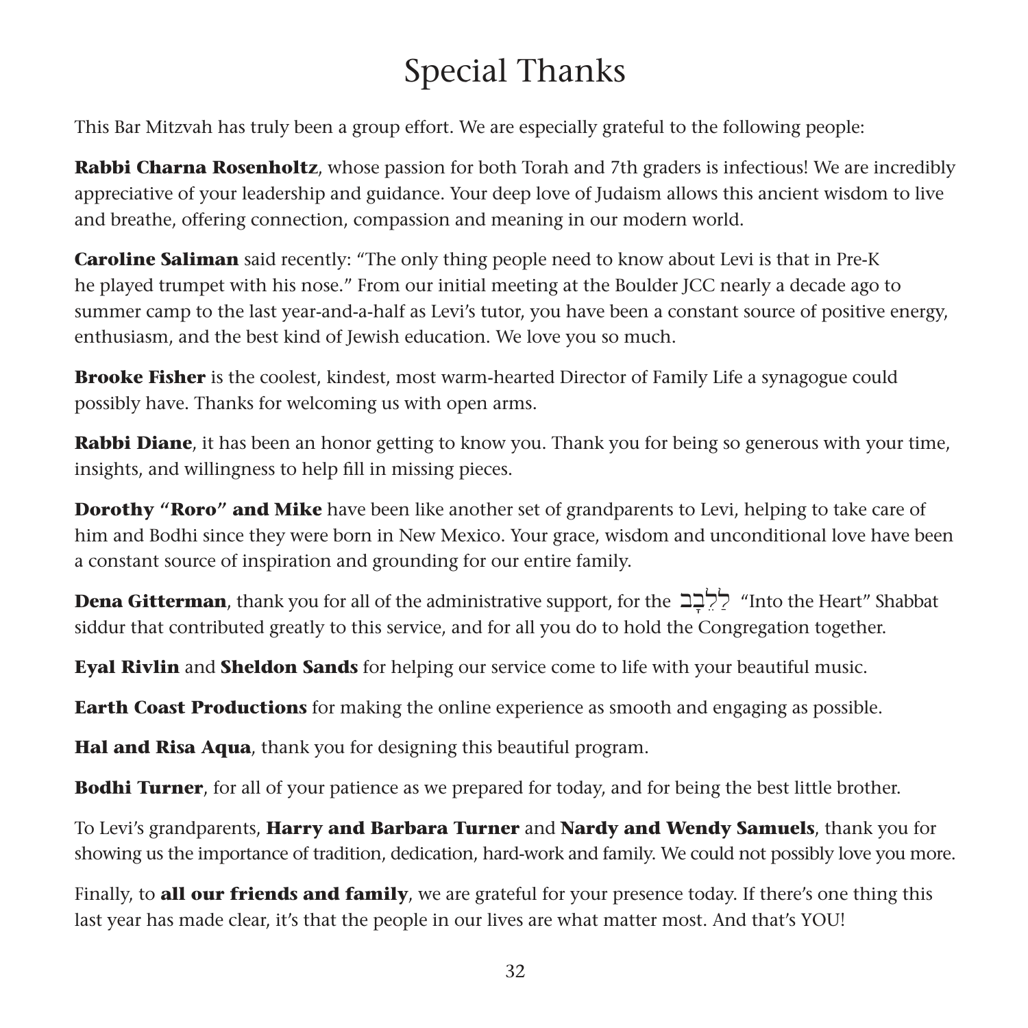# Special Thanks

This Bar Mitzvah has truly been a group effort. We are especially grateful to the following people:

**Rabbi Charna Rosenholtz**, whose passion for both Torah and 7th graders is infectious! We are incredibly appreciative of your leadership and guidance. Your deep love of Judaism allows this ancient wisdom to live and breathe, offering connection, compassion and meaning in our modern world.

**Caroline Saliman** said recently: "The only thing people need to know about Levi is that in Pre-K he played trumpet with his nose." From our initial meeting at the Boulder JCC nearly a decade ago to summer camp to the last year-and-a-half as Levi's tutor, you have been a constant source of positive energy, enthusiasm, and the best kind of Jewish education. We love you so much.

**Brooke Fisher** is the coolest, kindest, most warm-hearted Director of Family Life a synagogue could possibly have. Thanks for welcoming us with open arms.

**Rabbi Diane**, it has been an honor getting to know you. Thank you for being so generous with your time, insights, and willingness to help fill in missing pieces.

**Dorothy "Roro" and Mike** have been like another set of grandparents to Levi, helping to take care of him and Bodhi since they were born in New Mexico. Your grace, wisdom and unconditional love have been a constant source of inspiration and grounding for our entire family.

**Dena Gitterman**, thank you for all of the administrative support, for the לְלֵבָב "Into the Heart" Shabbat siddur that contributed greatly to this service, and for all you do to hold the Congregation together.

**Eyal Rivlin** and **Sheldon Sands** for helping our service come to life with your beautiful music.

**Earth Coast Productions** for making the online experience as smooth and engaging as possible.

**Hal and Risa Aqua**, thank you for designing this beautiful program.

**Bodhi Turner**, for all of your patience as we prepared for today, and for being the best little brother.

To Levi's grandparents, **Harry and Barbara Turner** and **Nardy and Wendy Samuels**, thank you for showing us the importance of tradition, dedication, hard-work and family. We could not possibly love you more.

Finally, to **all our friends and family**, we are grateful for your presence today. If there's one thing this last year has made clear, it's that the people in our lives are what matter most. And that's YOU!